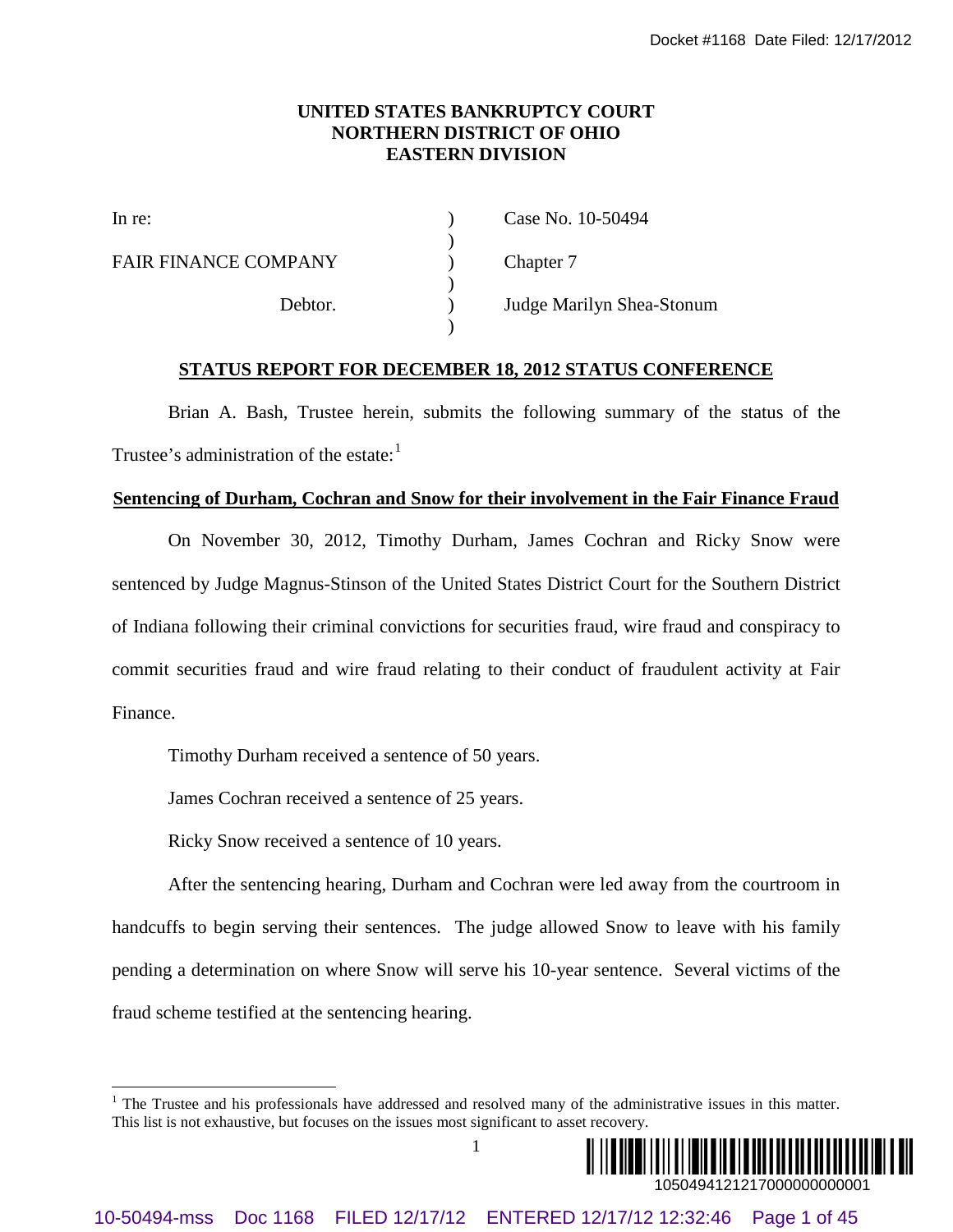**UNITED STATES BANKRUPTCY COURT**
**NORTHERN DISTRICT OF OHIO**
**EASTERN DIVISION**

| | | |
|---|---|---|
| In re: | ) | Case No. 10-50494 |
| | ) | |
| FAIR FINANCE COMPANY | ) | Chapter 7 |
| | ) | |
| Debtor. | ) | Judge Marilyn Shea-Stonum |
| | ) | |

**STATUS REPORT FOR DECEMBER 18, 2012 STATUS CONFERENCE**

Brian A. Bash, Trustee herein, submits the following summary of the status of the Trustee's administration of the estate:[1]

**Sentencing of Durham, Cochran and Snow for their involvement in the Fair Finance Fraud**

On November 30, 2012, Timothy Durham, James Cochran and Ricky Snow were sentenced by Judge Magnus-Stinson of the United States District Court for the Southern District of Indiana following their criminal convictions for securities fraud, wire fraud and conspiracy to commit securities fraud and wire fraud relating to their conduct of fraudulent activity at Fair Finance.

Timothy Durham received a sentence of 50 years.

James Cochran received a sentence of 25 years.

Ricky Snow received a sentence of 10 years.

After the sentencing hearing, Durham and Cochran were led away from the courtroom in handcuffs to begin serving their sentences. The judge allowed Snow to leave with his family pending a determination on where Snow will serve his 10-year sentence. Several victims of the fraud scheme testified at the sentencing hearing.

[1] The Trustee and his professionals have addressed and resolved many of the administrative issues in this matter. This list is not exhaustive, but focuses on the issues most significant to asset recovery.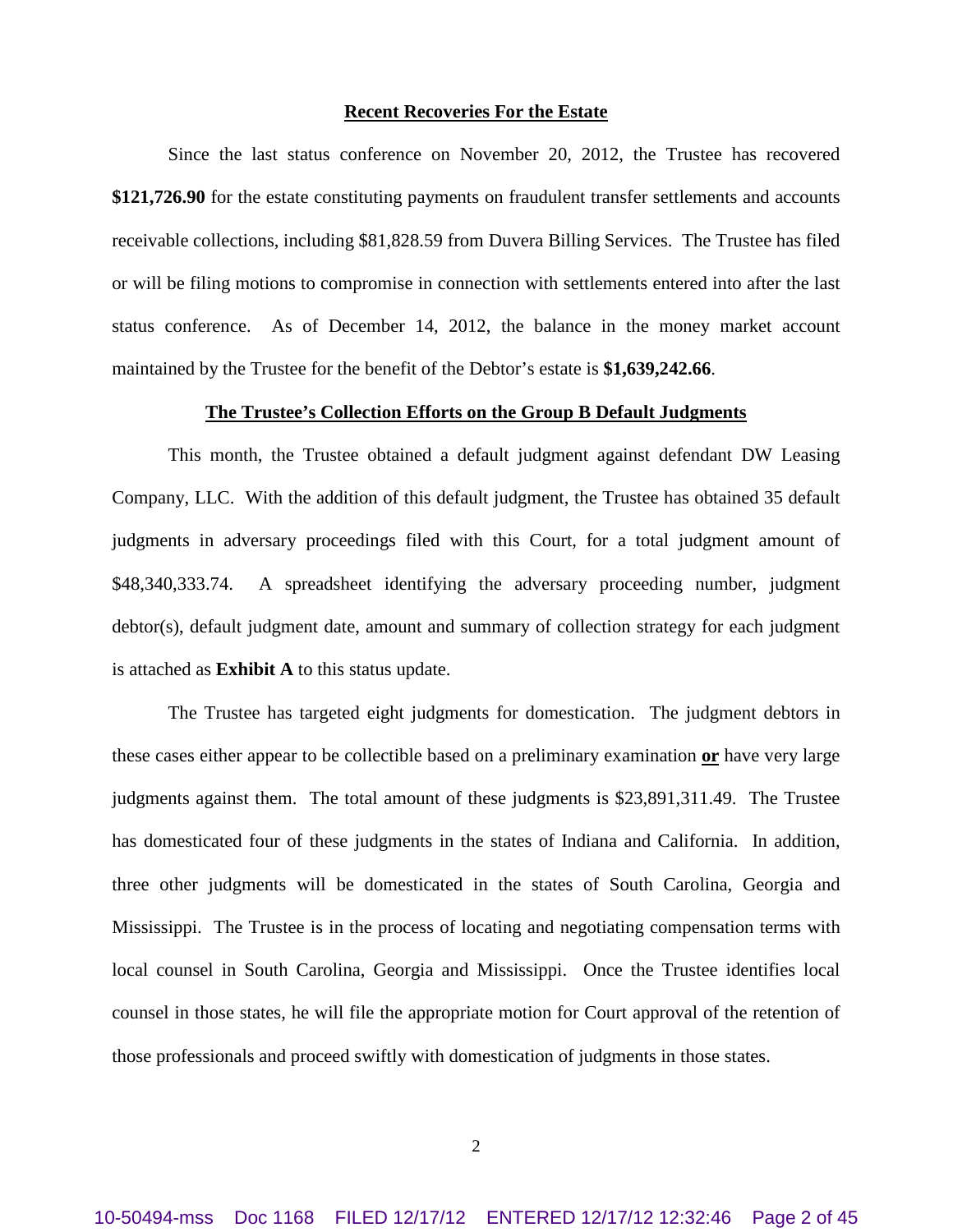## Recent Recoveries For the Estate

Since the last status conference on November 20, 2012, the Trustee has recovered **$121,726.90** for the estate constituting payments on fraudulent transfer settlements and accounts receivable collections, including $81,828.59 from Duvera Billing Services. The Trustee has filed or will be filing motions to compromise in connection with settlements entered into after the last status conference. As of December 14, 2012, the balance in the money market account maintained by the Trustee for the benefit of the Debtor's estate is **$1,639,242.66**.

## The Trustee's Collection Efforts on the Group B Default Judgments

This month, the Trustee obtained a default judgment against defendant DW Leasing Company, LLC. With the addition of this default judgment, the Trustee has obtained 35 default judgments in adversary proceedings filed with this Court, for a total judgment amount of $48,340,333.74. A spreadsheet identifying the adversary proceeding number, judgment debtor(s), default judgment date, amount and summary of collection strategy for each judgment is attached as **Exhibit A** to this status update.

The Trustee has targeted eight judgments for domestication. The judgment debtors in these cases either appear to be collectible based on a preliminary examination **or** have very large judgments against them. The total amount of these judgments is $23,891,311.49. The Trustee has domesticated four of these judgments in the states of Indiana and California. In addition, three other judgments will be domesticated in the states of South Carolina, Georgia and Mississippi. The Trustee is in the process of locating and negotiating compensation terms with local counsel in South Carolina, Georgia and Mississippi. Once the Trustee identifies local counsel in those states, he will file the appropriate motion for Court approval of the retention of those professionals and proceed swiftly with domestication of judgments in those states.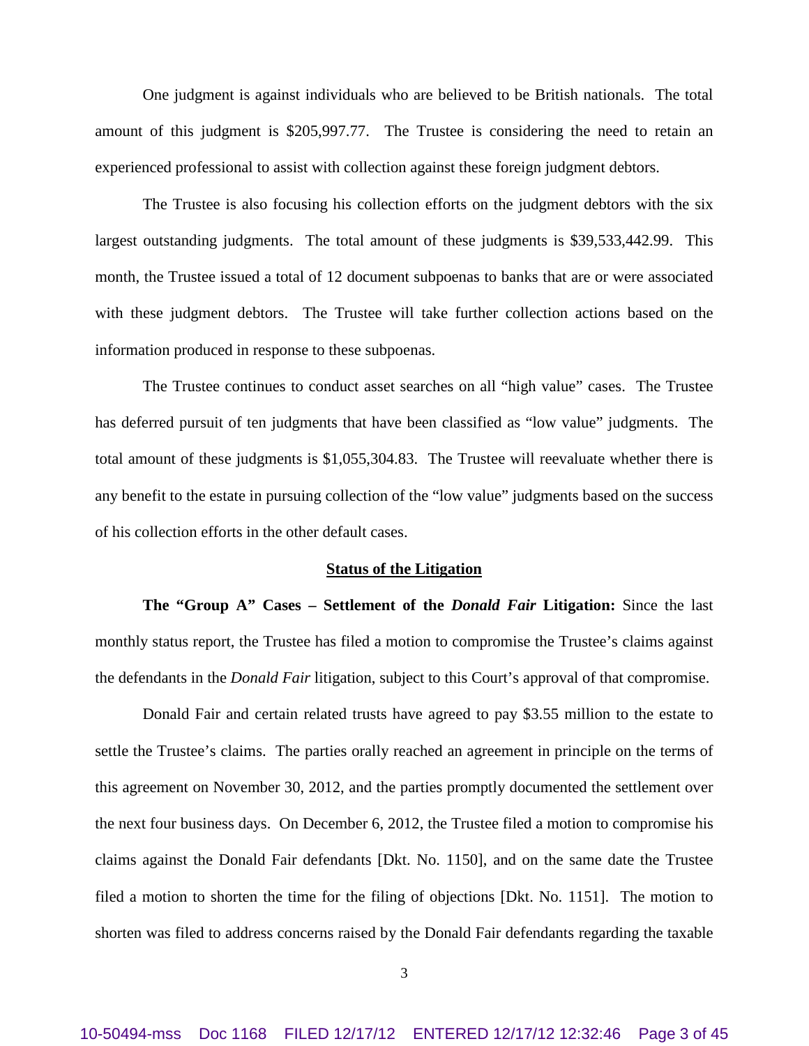One judgment is against individuals who are believed to be British nationals. The total amount of this judgment is $205,997.77. The Trustee is considering the need to retain an experienced professional to assist with collection against these foreign judgment debtors.

The Trustee is also focusing his collection efforts on the judgment debtors with the six largest outstanding judgments. The total amount of these judgments is $39,533,442.99. This month, the Trustee issued a total of 12 document subpoenas to banks that are or were associated with these judgment debtors. The Trustee will take further collection actions based on the information produced in response to these subpoenas.

The Trustee continues to conduct asset searches on all "high value" cases. The Trustee has deferred pursuit of ten judgments that have been classified as "low value" judgments. The total amount of these judgments is $1,055,304.83. The Trustee will reevaluate whether there is any benefit to the estate in pursuing collection of the "low value" judgments based on the success of his collection efforts in the other default cases.

**Status of the Litigation**

**The "Group A" Cases – Settlement of the *Donald Fair* Litigation:** Since the last monthly status report, the Trustee has filed a motion to compromise the Trustee's claims against the defendants in the *Donald Fair* litigation, subject to this Court's approval of that compromise.

Donald Fair and certain related trusts have agreed to pay $3.55 million to the estate to settle the Trustee's claims. The parties orally reached an agreement in principle on the terms of this agreement on November 30, 2012, and the parties promptly documented the settlement over the next four business days. On December 6, 2012, the Trustee filed a motion to compromise his claims against the Donald Fair defendants [Dkt. No. 1150], and on the same date the Trustee filed a motion to shorten the time for the filing of objections [Dkt. No. 1151]. The motion to shorten was filed to address concerns raised by the Donald Fair defendants regarding the taxable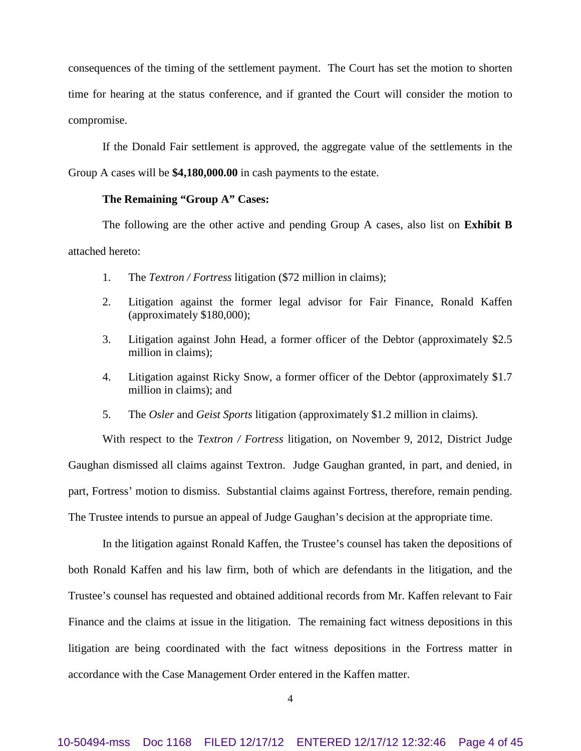consequences of the timing of the settlement payment. The Court has set the motion to shorten time for hearing at the status conference, and if granted the Court will consider the motion to compromise.

If the Donald Fair settlement is approved, the aggregate value of the settlements in the Group A cases will be **$4,180,000.00** in cash payments to the estate.

**The Remaining "Group A" Cases:**

The following are the other active and pending Group A cases, also list on **Exhibit B** attached hereto:

1. The *Textron / Fortress* litigation ($72 million in claims);

2. Litigation against the former legal advisor for Fair Finance, Ronald Kaffen (approximately $180,000);

3. Litigation against John Head, a former officer of the Debtor (approximately $2.5 million in claims);

4. Litigation against Ricky Snow, a former officer of the Debtor (approximately $1.7 million in claims); and

5. The *Osler* and *Geist Sports* litigation (approximately $1.2 million in claims).

With respect to the *Textron / Fortress* litigation, on November 9, 2012, District Judge Gaughan dismissed all claims against Textron. Judge Gaughan granted, in part, and denied, in part, Fortress' motion to dismiss. Substantial claims against Fortress, therefore, remain pending. The Trustee intends to pursue an appeal of Judge Gaughan's decision at the appropriate time.

In the litigation against Ronald Kaffen, the Trustee's counsel has taken the depositions of both Ronald Kaffen and his law firm, both of which are defendants in the litigation, and the Trustee's counsel has requested and obtained additional records from Mr. Kaffen relevant to Fair Finance and the claims at issue in the litigation. The remaining fact witness depositions in this litigation are being coordinated with the fact witness depositions in the Fortress matter in accordance with the Case Management Order entered in the Kaffen matter.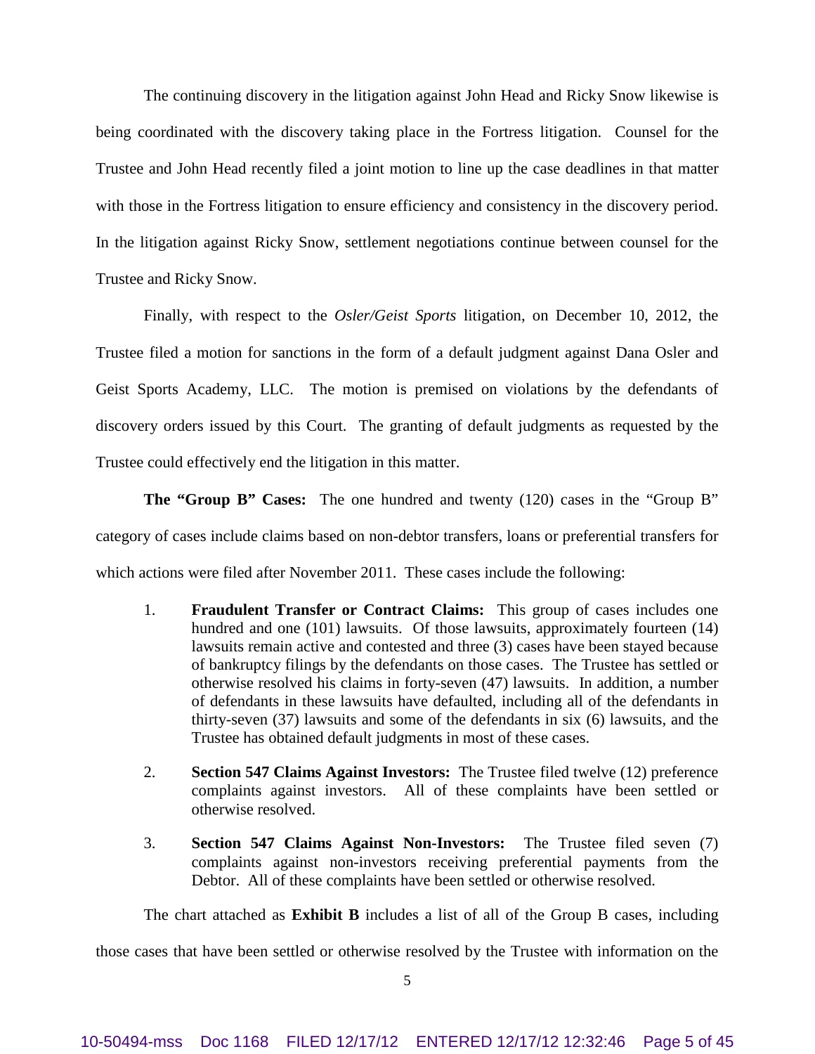The continuing discovery in the litigation against John Head and Ricky Snow likewise is being coordinated with the discovery taking place in the Fortress litigation. Counsel for the Trustee and John Head recently filed a joint motion to line up the case deadlines in that matter with those in the Fortress litigation to ensure efficiency and consistency in the discovery period. In the litigation against Ricky Snow, settlement negotiations continue between counsel for the Trustee and Ricky Snow.

Finally, with respect to the *Osler/Geist Sports* litigation, on December 10, 2012, the Trustee filed a motion for sanctions in the form of a default judgment against Dana Osler and Geist Sports Academy, LLC. The motion is premised on violations by the defendants of discovery orders issued by this Court. The granting of default judgments as requested by the Trustee could effectively end the litigation in this matter.

**The "Group B" Cases:** The one hundred and twenty (120) cases in the "Group B" category of cases include claims based on non-debtor transfers, loans or preferential transfers for which actions were filed after November 2011. These cases include the following:

1. **Fraudulent Transfer or Contract Claims:** This group of cases includes one hundred and one (101) lawsuits. Of those lawsuits, approximately fourteen (14) lawsuits remain active and contested and three (3) cases have been stayed because of bankruptcy filings by the defendants on those cases. The Trustee has settled or otherwise resolved his claims in forty-seven (47) lawsuits. In addition, a number of defendants in these lawsuits have defaulted, including all of the defendants in thirty-seven (37) lawsuits and some of the defendants in six (6) lawsuits, and the Trustee has obtained default judgments in most of these cases.

2. **Section 547 Claims Against Investors:** The Trustee filed twelve (12) preference complaints against investors. All of these complaints have been settled or otherwise resolved.

3. **Section 547 Claims Against Non-Investors:** The Trustee filed seven (7) complaints against non-investors receiving preferential payments from the Debtor. All of these complaints have been settled or otherwise resolved.

The chart attached as **Exhibit B** includes a list of all of the Group B cases, including those cases that have been settled or otherwise resolved by the Trustee with information on the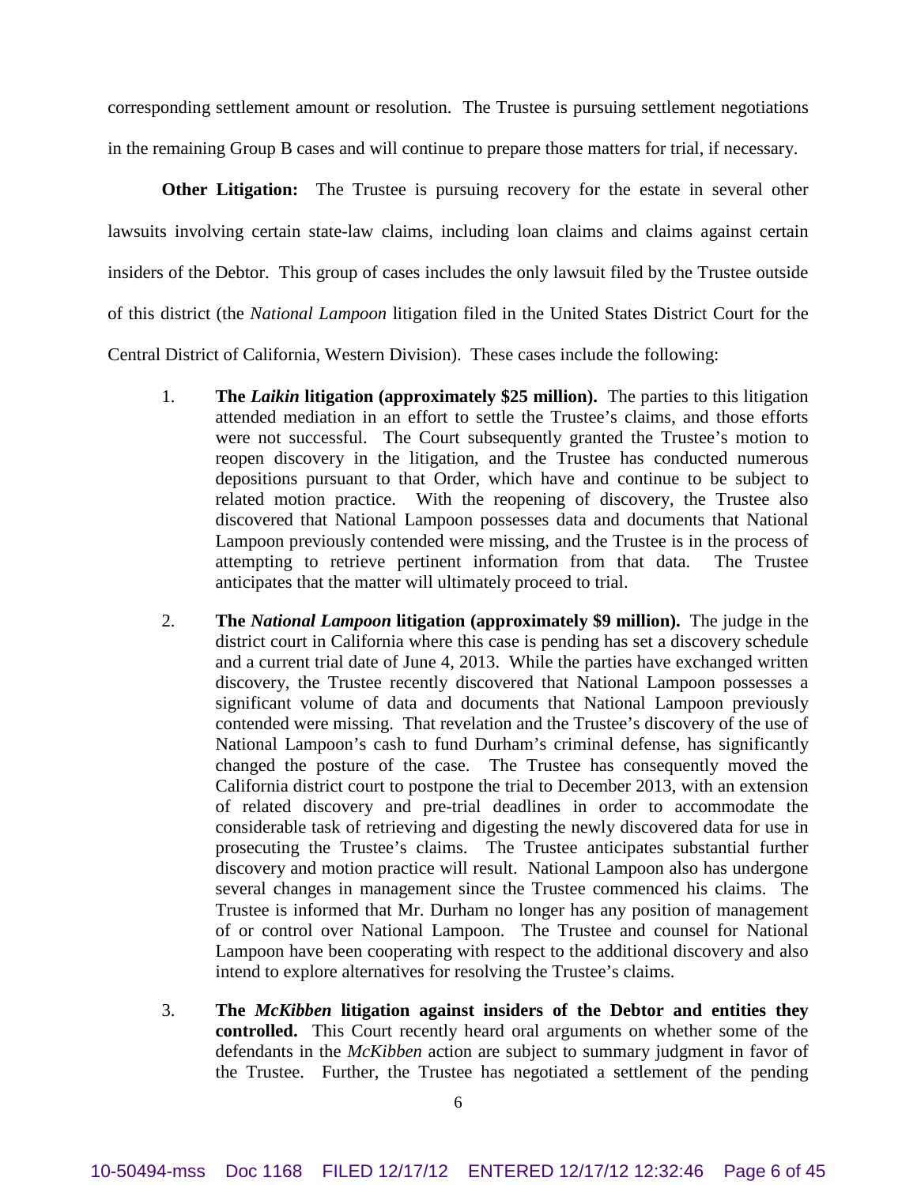corresponding settlement amount or resolution. The Trustee is pursuing settlement negotiations in the remaining Group B cases and will continue to prepare those matters for trial, if necessary.

**Other Litigation:** The Trustee is pursuing recovery for the estate in several other lawsuits involving certain state-law claims, including loan claims and claims against certain insiders of the Debtor. This group of cases includes the only lawsuit filed by the Trustee outside of this district (the *National Lampoon* litigation filed in the United States District Court for the Central District of California, Western Division). These cases include the following:

1. **The *Laikin* litigation (approximately $25 million).** The parties to this litigation attended mediation in an effort to settle the Trustee's claims, and those efforts were not successful. The Court subsequently granted the Trustee's motion to reopen discovery in the litigation, and the Trustee has conducted numerous depositions pursuant to that Order, which have and continue to be subject to related motion practice. With the reopening of discovery, the Trustee also discovered that National Lampoon possesses data and documents that National Lampoon previously contended were missing, and the Trustee is in the process of attempting to retrieve pertinent information from that data. The Trustee anticipates that the matter will ultimately proceed to trial.

2. **The *National Lampoon* litigation (approximately $9 million).** The judge in the district court in California where this case is pending has set a discovery schedule and a current trial date of June 4, 2013. While the parties have exchanged written discovery, the Trustee recently discovered that National Lampoon possesses a significant volume of data and documents that National Lampoon previously contended were missing. That revelation and the Trustee's discovery of the use of National Lampoon's cash to fund Durham's criminal defense, has significantly changed the posture of the case. The Trustee has consequently moved the California district court to postpone the trial to December 2013, with an extension of related discovery and pre-trial deadlines in order to accommodate the considerable task of retrieving and digesting the newly discovered data for use in prosecuting the Trustee's claims. The Trustee anticipates substantial further discovery and motion practice will result. National Lampoon also has undergone several changes in management since the Trustee commenced his claims. The Trustee is informed that Mr. Durham no longer has any position of management of or control over National Lampoon. The Trustee and counsel for National Lampoon have been cooperating with respect to the additional discovery and also intend to explore alternatives for resolving the Trustee's claims.

3. **The *McKibben* litigation against insiders of the Debtor and entities they controlled.** This Court recently heard oral arguments on whether some of the defendants in the *McKibben* action are subject to summary judgment in favor of the Trustee. Further, the Trustee has negotiated a settlement of the pending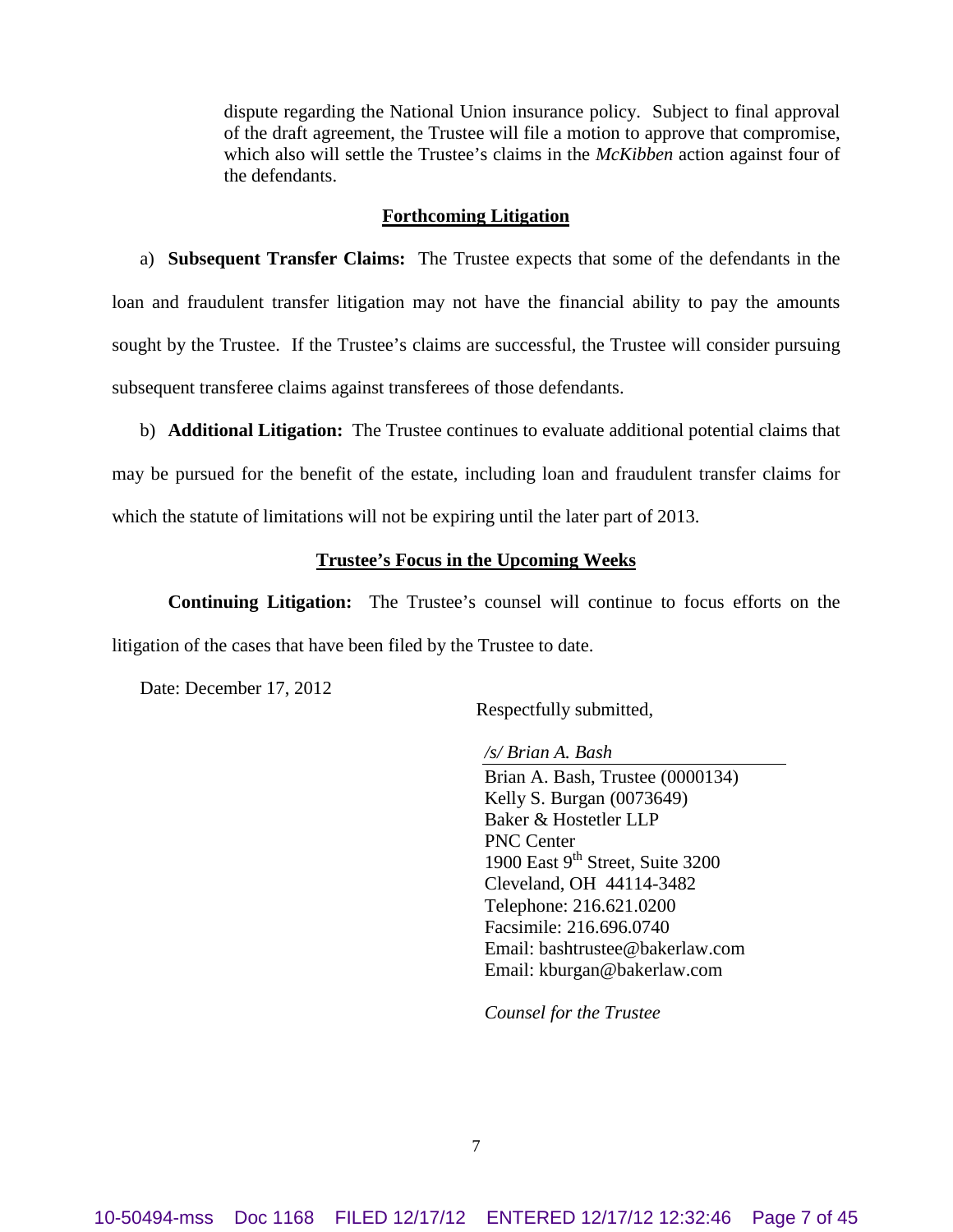dispute regarding the National Union insurance policy. Subject to final approval of the draft agreement, the Trustee will file a motion to approve that compromise, which also will settle the Trustee's claims in the *McKibben* action against four of the defendants.

## Forthcoming Litigation

a) **Subsequent Transfer Claims:** The Trustee expects that some of the defendants in the loan and fraudulent transfer litigation may not have the financial ability to pay the amounts sought by the Trustee. If the Trustee's claims are successful, the Trustee will consider pursuing subsequent transferee claims against transferees of those defendants.

b) **Additional Litigation:** The Trustee continues to evaluate additional potential claims that may be pursued for the benefit of the estate, including loan and fraudulent transfer claims for which the statute of limitations will not be expiring until the later part of 2013.

## Trustee's Focus in the Upcoming Weeks

**Continuing Litigation:** The Trustee's counsel will continue to focus efforts on the litigation of the cases that have been filed by the Trustee to date.

Date: December 17, 2012

Respectfully submitted,

*/s/ Brian A. Bash*
Brian A. Bash, Trustee (0000134)
Kelly S. Burgan (0073649)
Baker & Hostetler LLP
PNC Center
1900 East 9th Street, Suite 3200
Cleveland, OH 44114-3482
Telephone: 216.621.0200
Facsimile: 216.696.0740
Email: bashtrustee@bakerlaw.com
Email: kburgan@bakerlaw.com

*Counsel for the Trustee*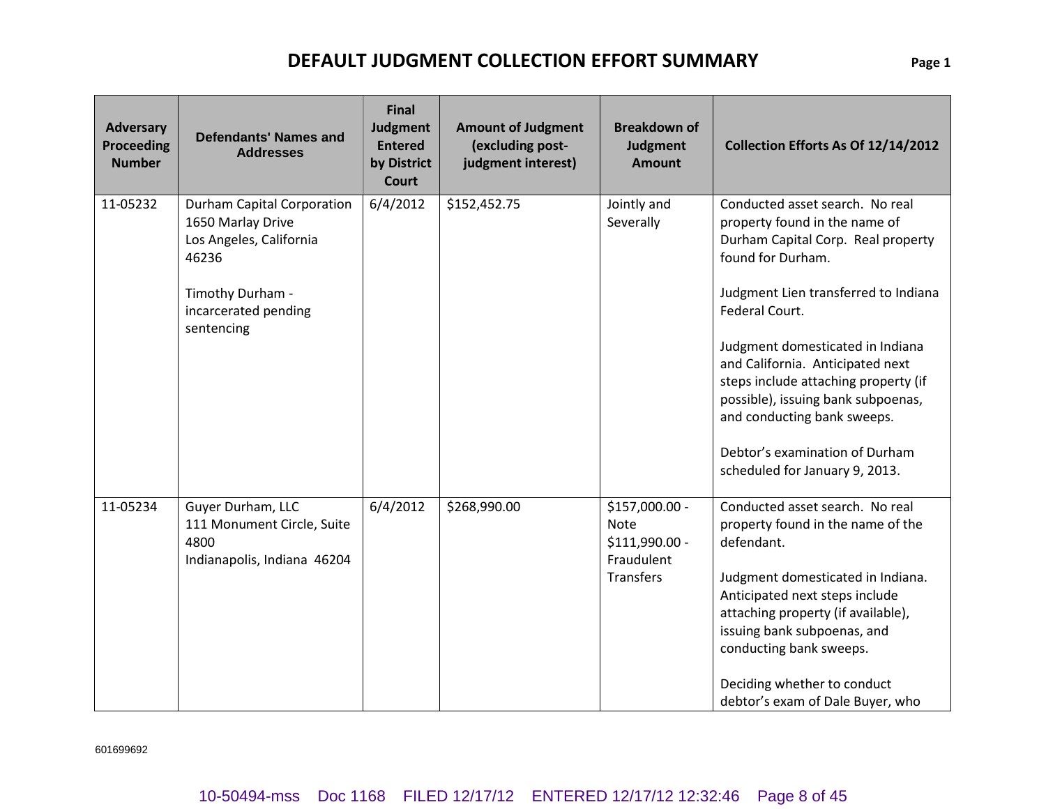# DEFAULT JUDGMENT COLLECTION EFFORT SUMMARY

| Adversary Proceeding Number | Defendants' Names and Addresses | Final Judgment Entered by District Court | Amount of Judgment (excluding post-judgment interest) | Breakdown of Judgment Amount | Collection Efforts As Of 12/14/2012 |
|---|---|---|---|---|---|
| 11-05232 | Durham Capital Corporation<br>1650 Marlay Drive<br>Los Angeles, California 46236<br><br>Timothy Durham - incarcerated pending sentencing | 6/4/2012 | $152,452.75 | Jointly and Severally | Conducted asset search. No real property found in the name of Durham Capital Corp. Real property found for Durham.<br><br>Judgment Lien transferred to Indiana Federal Court.<br><br>Judgment domesticated in Indiana and California. Anticipated next steps include attaching property (if possible), issuing bank subpoenas, and conducting bank sweeps.<br><br>Debtor's examination of Durham scheduled for January 9, 2013. |
| 11-05234 | Guyer Durham, LLC<br>111 Monument Circle, Suite 4800<br>Indianapolis, Indiana 46204 | 6/4/2012 | $268,990.00 | $157,000.00 - Note<br>$111,990.00 - Fraudulent Transfers | Conducted asset search. No real property found in the name of the defendant.<br><br>Judgment domesticated in Indiana. Anticipated next steps include attaching property (if available), issuing bank subpoenas, and conducting bank sweeps.<br><br>Deciding whether to conduct debtor's exam of Dale Buyer, who |

601699692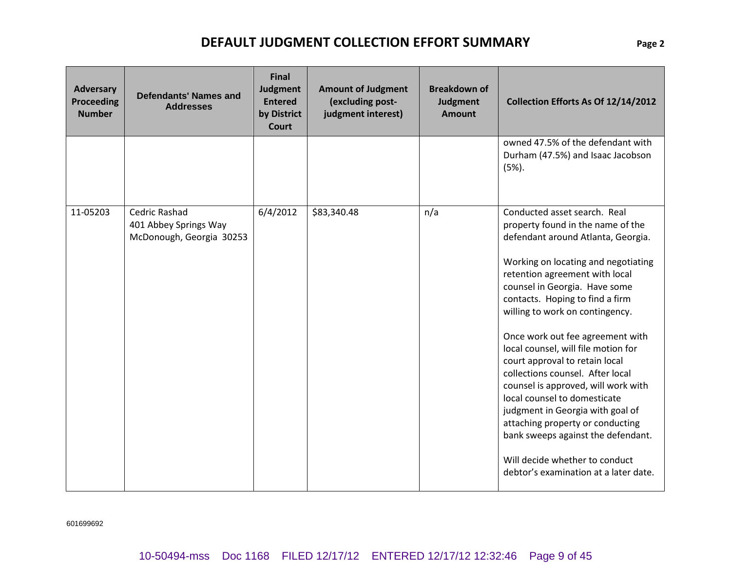# DEFAULT JUDGMENT COLLECTION EFFORT SUMMARY

| Adversary Proceeding Number | Defendants' Names and Addresses | Final Judgment Entered by District Court | Amount of Judgment (excluding post-judgment interest) | Breakdown of Judgment Amount | Collection Efforts As Of 12/14/2012 |
|---|---|---|---|---|---|
| | | | | | owned 47.5% of the defendant with Durham (47.5%) and Isaac Jacobson (5%). |
| 11-05203 | Cedric Rashad<br>401 Abbey Springs Way<br>McDonough, Georgia 30253 | 6/4/2012 | $83,340.48 | n/a | Conducted asset search. Real property found in the name of the defendant around Atlanta, Georgia.<br><br>Working on locating and negotiating retention agreement with local counsel in Georgia. Have some contacts. Hoping to find a firm willing to work on contingency.<br><br>Once work out fee agreement with local counsel, will file motion for court approval to retain local collections counsel. After local counsel is approved, will work with local counsel to domesticate judgment in Georgia with goal of attaching property or conducting bank sweeps against the defendant.<br><br>Will decide whether to conduct debtor's examination at a later date. |

601699692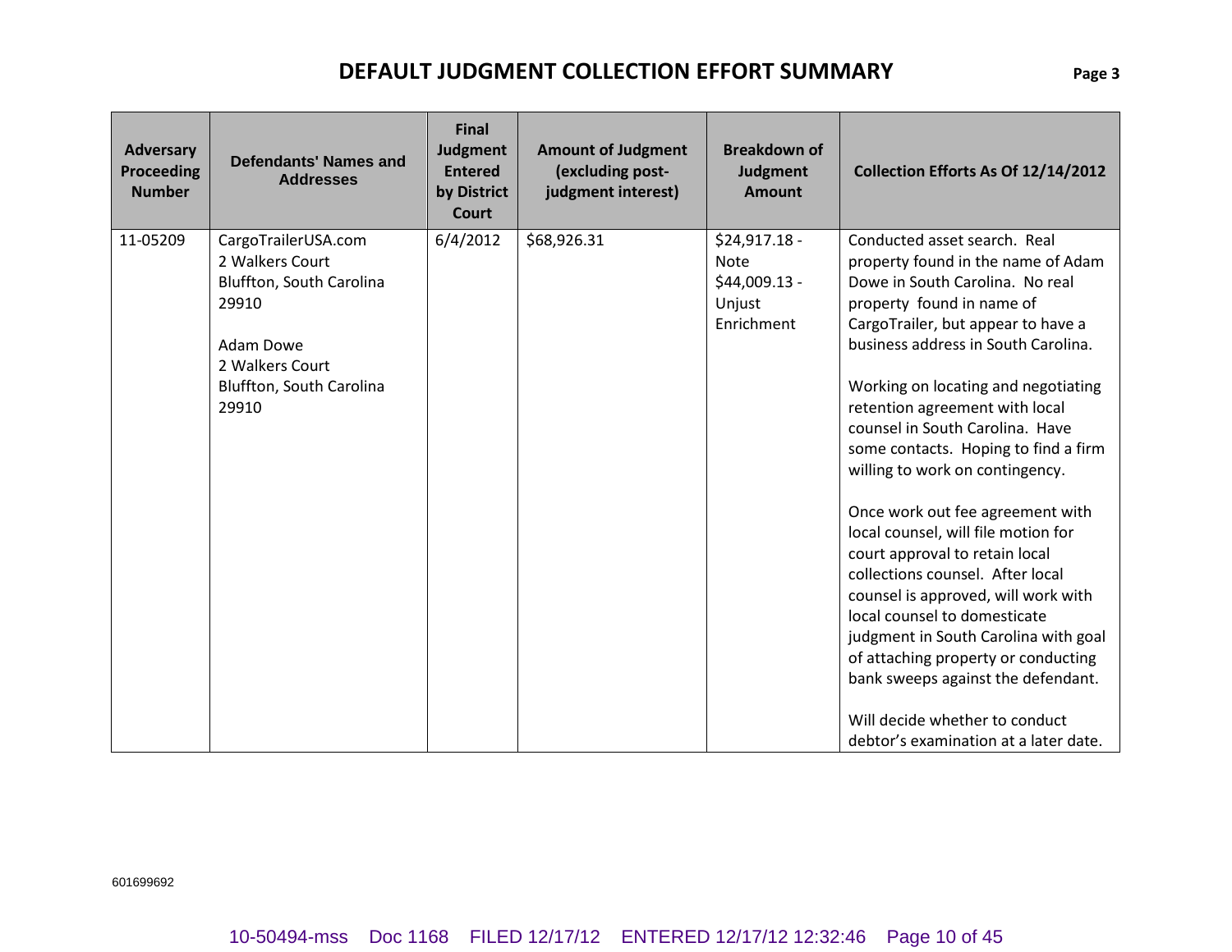# DEFAULT JUDGMENT COLLECTION EFFORT SUMMARY

| Adversary Proceeding Number | Defendants' Names and Addresses | Final Judgment Entered by District Court | Amount of Judgment (excluding post-judgment interest) | Breakdown of Judgment Amount | Collection Efforts As Of 12/14/2012 |
|---|---|---|---|---|---|
| 11-05209 | CargoTrailerUSA.com<br>2 Walkers Court<br>Bluffton, South Carolina 29910<br><br>Adam Dowe<br>2 Walkers Court<br>Bluffton, South Carolina 29910 | 6/4/2012 | $68,926.31 | $24,917.18 - Note<br>$44,009.13 - Unjust Enrichment | Conducted asset search. Real property found in the name of Adam Dowe in South Carolina. No real property found in name of CargoTrailer, but appear to have a business address in South Carolina.<br><br>Working on locating and negotiating retention agreement with local counsel in South Carolina. Have some contacts. Hoping to find a firm willing to work on contingency.<br><br>Once work out fee agreement with local counsel, will file motion for court approval to retain local collections counsel. After local counsel is approved, will work with local counsel to domesticate judgment in South Carolina with goal of attaching property or conducting bank sweeps against the defendant.<br><br>Will decide whether to conduct debtor's examination at a later date. |

601699692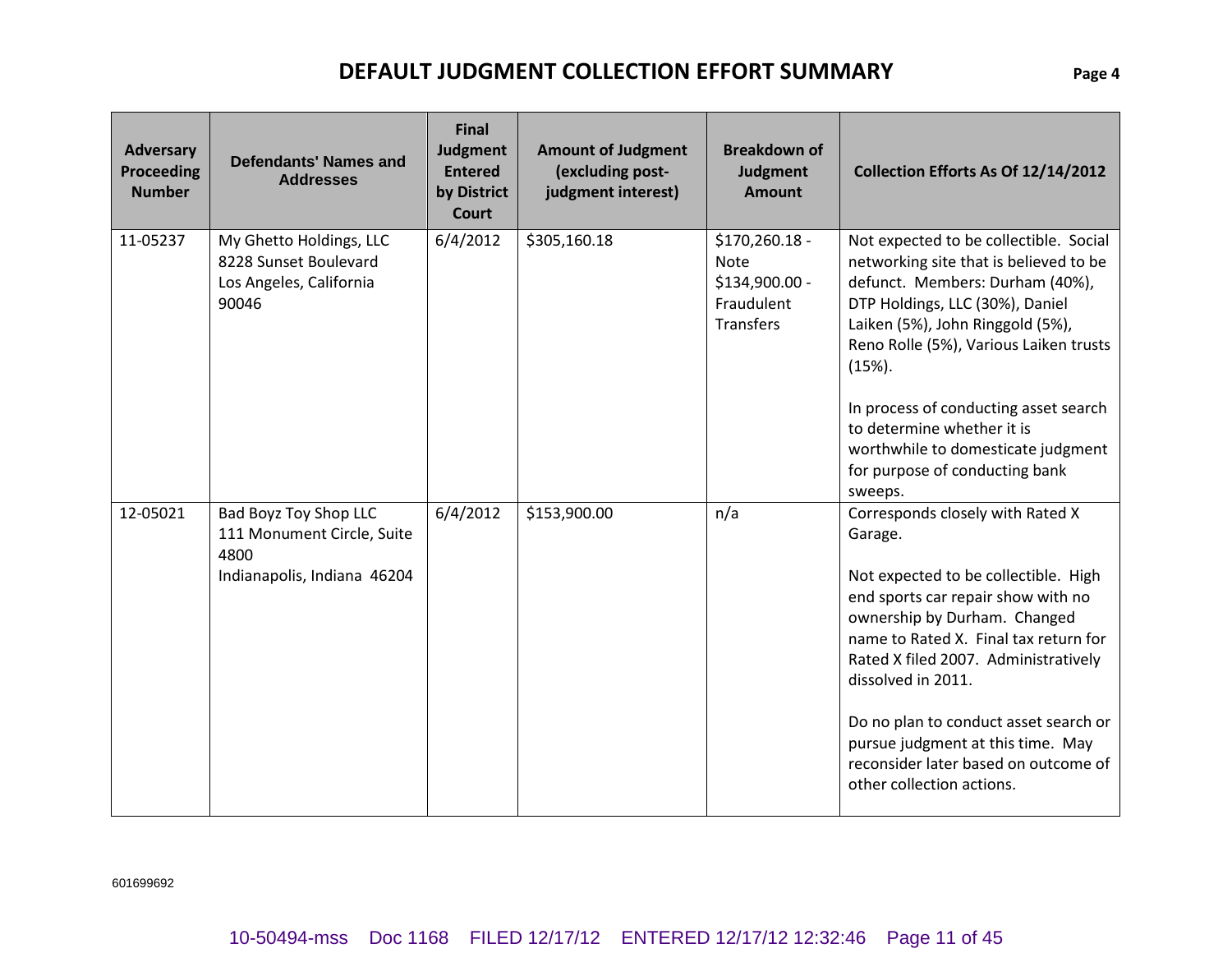# DEFAULT JUDGMENT COLLECTION EFFORT SUMMARY

| Adversary Proceeding Number | Defendants' Names and Addresses | Final Judgment Entered by District Court | Amount of Judgment (excluding post-judgment interest) | Breakdown of Judgment Amount | Collection Efforts As Of 12/14/2012 |
|---|---|---|---|---|---|
| 11-05237 | My Ghetto Holdings, LLC<br>8228 Sunset Boulevard<br>Los Angeles, California 90046 | 6/4/2012 | $305,160.18 | $170,260.18 - Note<br>$134,900.00 - Fraudulent Transfers | Not expected to be collectible. Social networking site that is believed to be defunct. Members: Durham (40%), DTP Holdings, LLC (30%), Daniel Laiken (5%), John Ringgold (5%), Reno Rolle (5%), Various Laiken trusts (15%).<br><br>In process of conducting asset search to determine whether it is worthwhile to domesticate judgment for purpose of conducting bank sweeps. |
| 12-05021 | Bad Boyz Toy Shop LLC<br>111 Monument Circle, Suite 4800<br>Indianapolis, Indiana 46204 | 6/4/2012 | $153,900.00 | n/a | Corresponds closely with Rated X Garage.<br><br>Not expected to be collectible. High end sports car repair show with no ownership by Durham. Changed name to Rated X. Final tax return for Rated X filed 2007. Administratively dissolved in 2011.<br><br>Do no plan to conduct asset search or pursue judgment at this time. May reconsider later based on outcome of other collection actions. |

601699692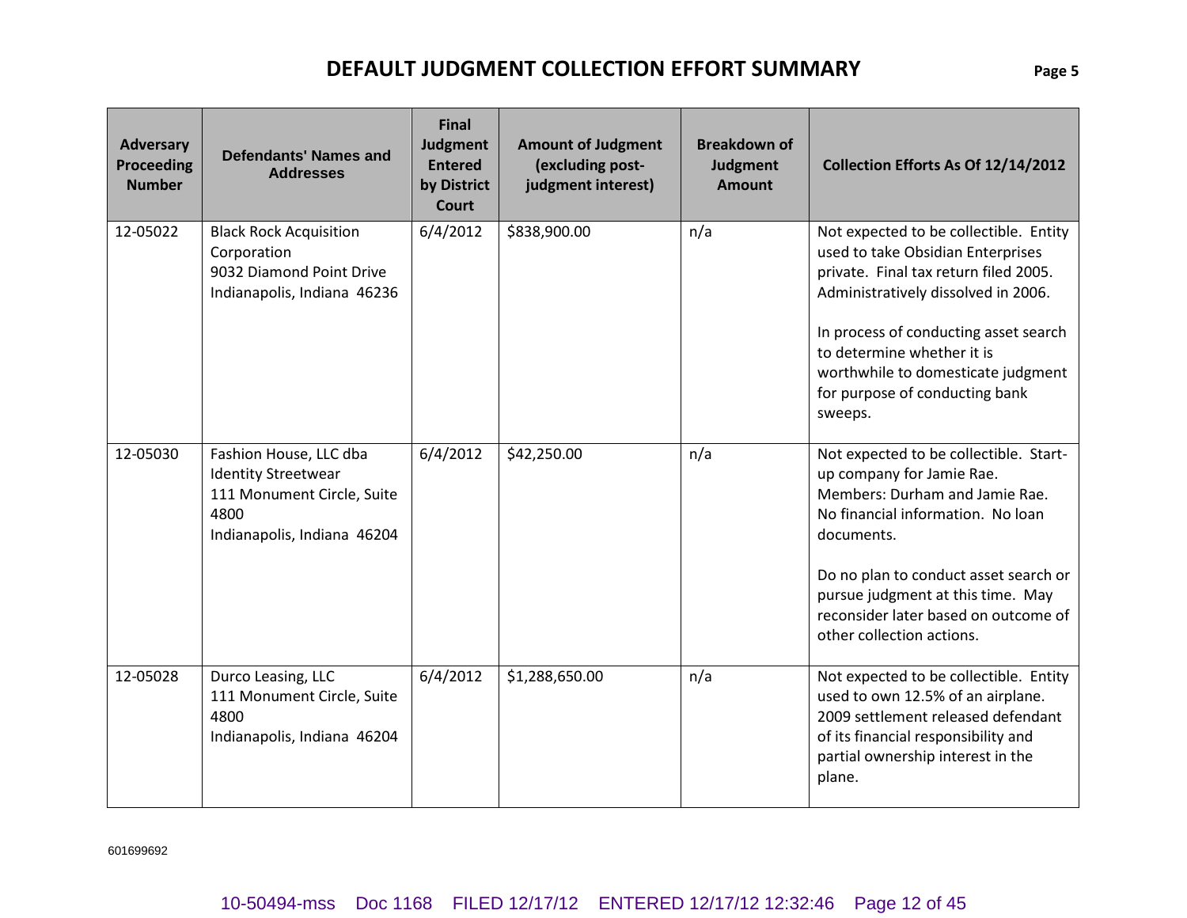# DEFAULT JUDGMENT COLLECTION EFFORT SUMMARY

| Adversary Proceeding Number | Defendants' Names and Addresses | Final Judgment Entered by District Court | Amount of Judgment (excluding post-judgment interest) | Breakdown of Judgment Amount | Collection Efforts As Of 12/14/2012 |
|---|---|---|---|---|---|
| 12-05022 | Black Rock Acquisition Corporation<br>9032 Diamond Point Drive<br>Indianapolis, Indiana 46236 | 6/4/2012 | $838,900.00 | n/a | Not expected to be collectible. Entity used to take Obsidian Enterprises private. Final tax return filed 2005. Administratively dissolved in 2006.<br><br>In process of conducting asset search to determine whether it is worthwhile to domesticate judgment for purpose of conducting bank sweeps. |
| 12-05030 | Fashion House, LLC dba Identity Streetwear<br>111 Monument Circle, Suite 4800<br>Indianapolis, Indiana 46204 | 6/4/2012 | $42,250.00 | n/a | Not expected to be collectible. Start-up company for Jamie Rae. Members: Durham and Jamie Rae. No financial information. No loan documents.<br><br>Do no plan to conduct asset search or pursue judgment at this time. May reconsider later based on outcome of other collection actions. |
| 12-05028 | Durco Leasing, LLC<br>111 Monument Circle, Suite 4800<br>Indianapolis, Indiana 46204 | 6/4/2012 | $1,288,650.00 | n/a | Not expected to be collectible. Entity used to own 12.5% of an airplane. 2009 settlement released defendant of its financial responsibility and partial ownership interest in the plane. |

601699692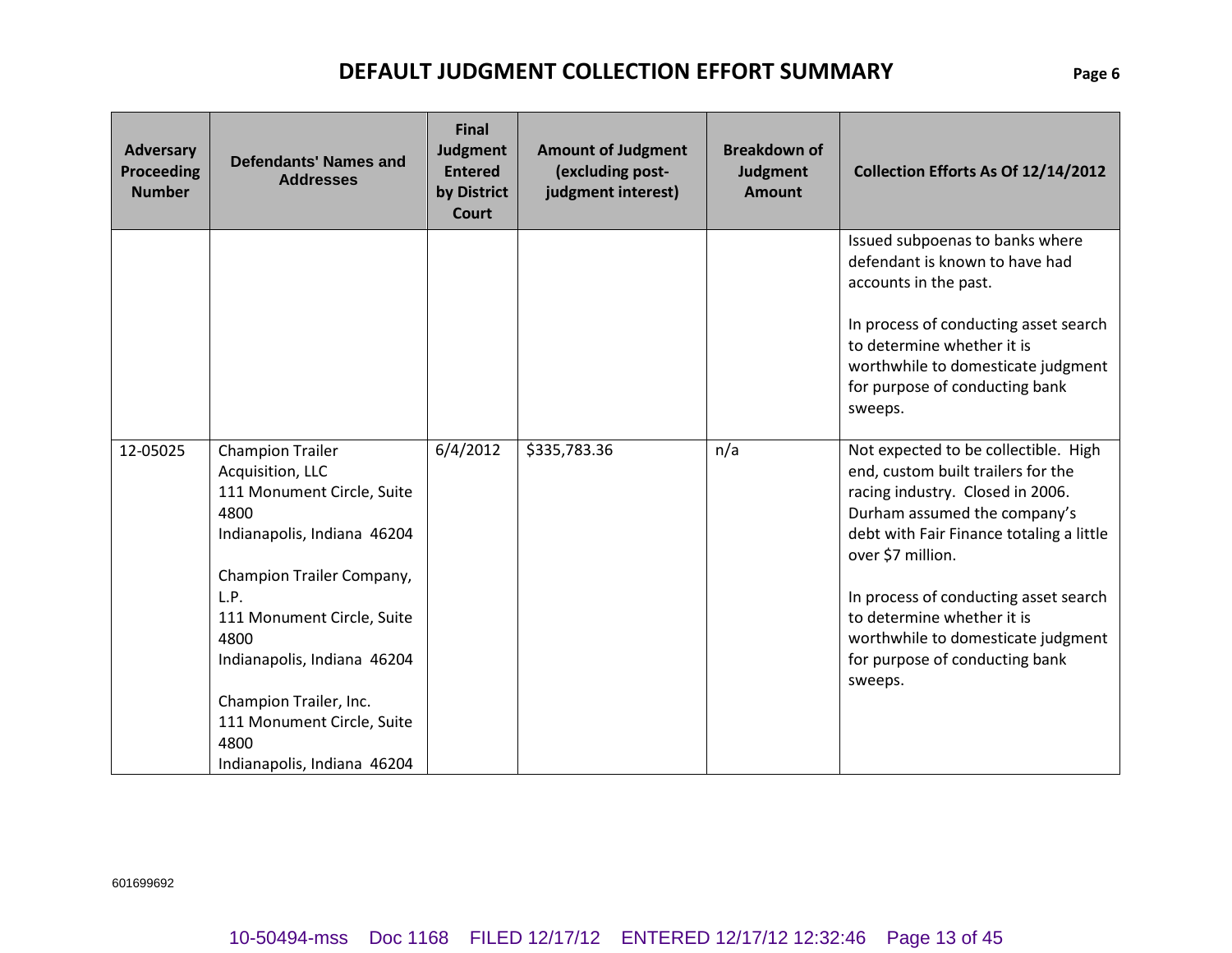# DEFAULT JUDGMENT COLLECTION EFFORT SUMMARY

| Adversary Proceeding Number | Defendants' Names and Addresses | Final Judgment Entered by District Court | Amount of Judgment (excluding post-judgment interest) | Breakdown of Judgment Amount | Collection Efforts As Of 12/14/2012 |
|---|---|---|---|---|---|
| | | | | | Issued subpoenas to banks where defendant is known to have had accounts in the past.<br><br>In process of conducting asset search to determine whether it is worthwhile to domesticate judgment for purpose of conducting bank sweeps. |
| 12-05025 | Champion Trailer Acquisition, LLC<br>111 Monument Circle, Suite 4800<br>Indianapolis, Indiana 46204<br><br>Champion Trailer Company, L.P.<br>111 Monument Circle, Suite 4800<br>Indianapolis, Indiana 46204<br><br>Champion Trailer, Inc.<br>111 Monument Circle, Suite 4800<br>Indianapolis, Indiana 46204 | 6/4/2012 | $335,783.36 | n/a | Not expected to be collectible. High end, custom built trailers for the racing industry. Closed in 2006. Durham assumed the company's debt with Fair Finance totaling a little over $7 million.<br><br>In process of conducting asset search to determine whether it is worthwhile to domesticate judgment for purpose of conducting bank sweeps. |

601699692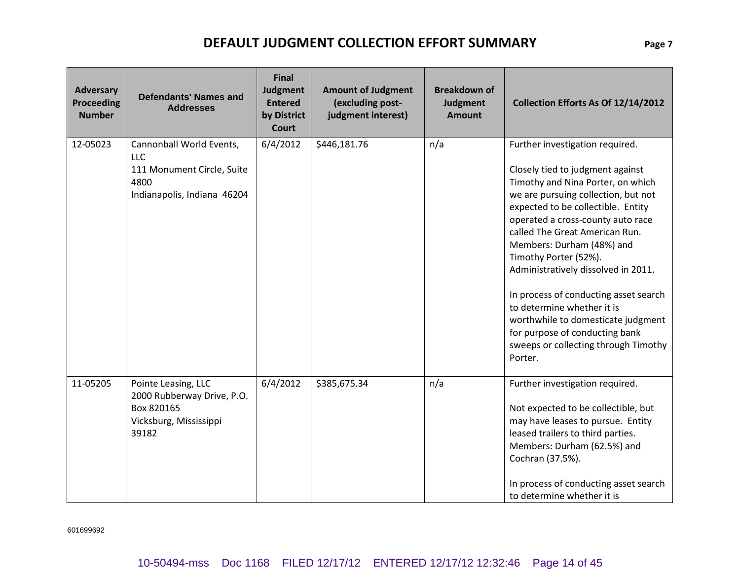# DEFAULT JUDGMENT COLLECTION EFFORT SUMMARY

| Adversary Proceeding Number | Defendants' Names and Addresses | Final Judgment Entered by District Court | Amount of Judgment (excluding post-judgment interest) | Breakdown of Judgment Amount | Collection Efforts As Of 12/14/2012 |
|---|---|---|---|---|---|
| 12-05023 | Cannonball World Events, LLC<br>111 Monument Circle, Suite 4800<br>Indianapolis, Indiana 46204 | 6/4/2012 | $446,181.76 | n/a | Further investigation required.<br><br>Closely tied to judgment against Timothy and Nina Porter, on which we are pursuing collection, but not expected to be collectible. Entity operated a cross-county auto race called The Great American Run. Members: Durham (48%) and Timothy Porter (52%). Administratively dissolved in 2011.<br><br>In process of conducting asset search to determine whether it is worthwhile to domesticate judgment for purpose of conducting bank sweeps or collecting through Timothy Porter. |
| 11-05205 | Pointe Leasing, LLC<br>2000 Rubberway Drive, P.O. Box 820165<br>Vicksburg, Mississippi 39182 | 6/4/2012 | $385,675.34 | n/a | Further investigation required.<br><br>Not expected to be collectible, but may have leases to pursue. Entity leased trailers to third parties. Members: Durham (62.5%) and Cochran (37.5%).<br><br>In process of conducting asset search to determine whether it is |

601699692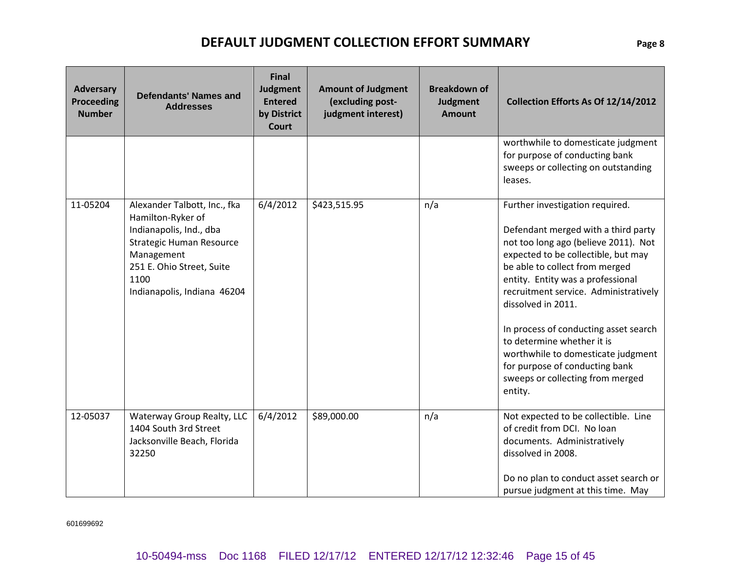# DEFAULT JUDGMENT COLLECTION EFFORT SUMMARY

| Adversary Proceeding Number | Defendants' Names and Addresses | Final Judgment Entered by District Court | Amount of Judgment (excluding post-judgment interest) | Breakdown of Judgment Amount | Collection Efforts As Of 12/14/2012 |
|---|---|---|---|---|---|
| | | | | | worthwhile to domesticate judgment for purpose of conducting bank sweeps or collecting on outstanding leases. |
| 11-05204 | Alexander Talbott, Inc., fka Hamilton-Ryker of Indianapolis, Ind., dba Strategic Human Resource Management<br>251 E. Ohio Street, Suite 1100<br>Indianapolis, Indiana 46204 | 6/4/2012 | $423,515.95 | n/a | Further investigation required.<br><br>Defendant merged with a third party not too long ago (believe 2011). Not expected to be collectible, but may be able to collect from merged entity. Entity was a professional recruitment service. Administratively dissolved in 2011.<br><br>In process of conducting asset search to determine whether it is worthwhile to domesticate judgment for purpose of conducting bank sweeps or collecting from merged entity. |
| 12-05037 | Waterway Group Realty, LLC<br>1404 South 3rd Street<br>Jacksonville Beach, Florida 32250 | 6/4/2012 | $89,000.00 | n/a | Not expected to be collectible. Line of credit from DCI. No loan documents. Administratively dissolved in 2008.<br><br>Do no plan to conduct asset search or pursue judgment at this time. May |

601699692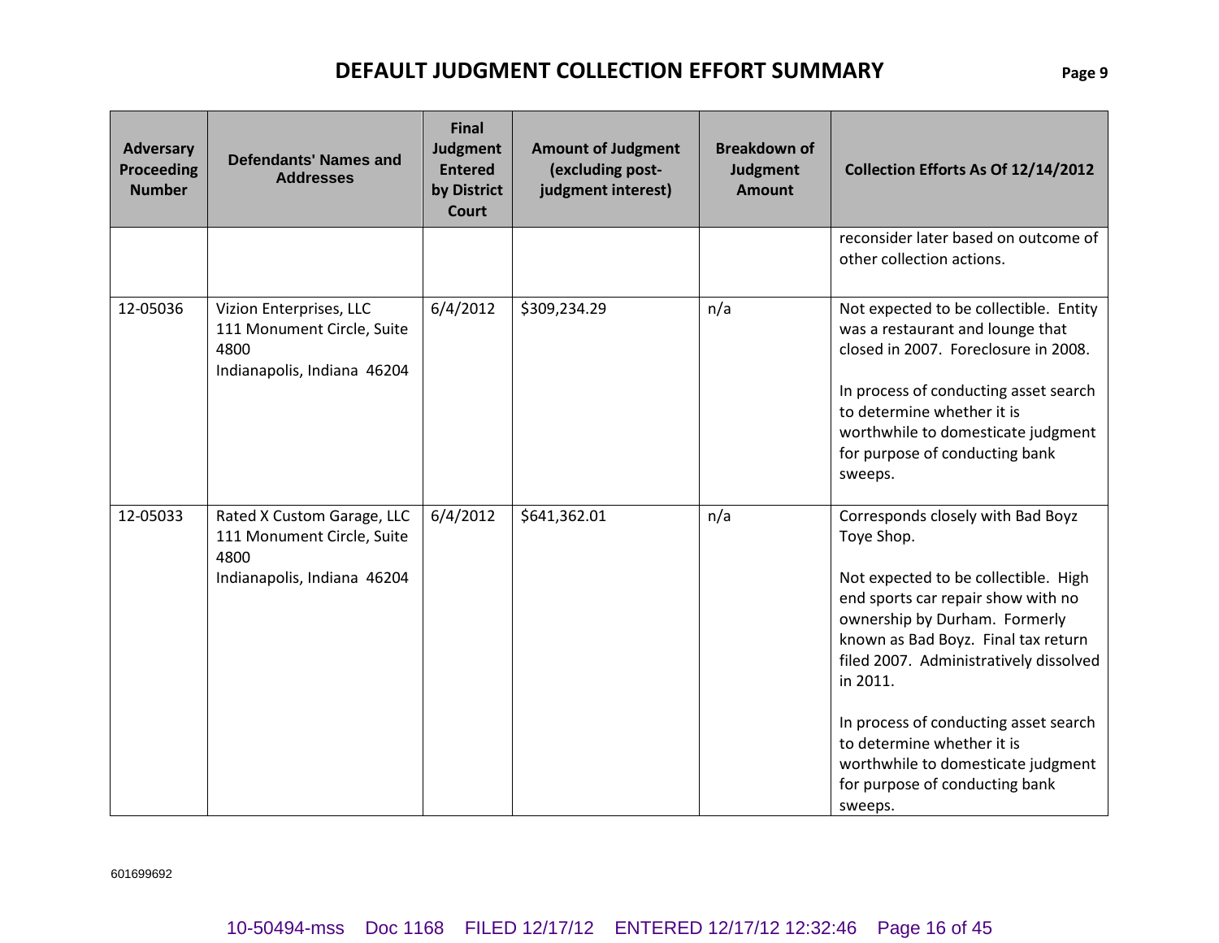# DEFAULT JUDGMENT COLLECTION EFFORT SUMMARY

| Adversary Proceeding Number | Defendants' Names and Addresses | Final Judgment Entered by District Court | Amount of Judgment (excluding post-judgment interest) | Breakdown of Judgment Amount | Collection Efforts As Of 12/14/2012 |
|---|---|---|---|---|---|
| | | | | | reconsider later based on outcome of other collection actions. |
| 12-05036 | Vizion Enterprises, LLC<br>111 Monument Circle, Suite 4800<br>Indianapolis, Indiana 46204 | 6/4/2012 | $309,234.29 | n/a | Not expected to be collectible. Entity was a restaurant and lounge that closed in 2007. Foreclosure in 2008.<br><br>In process of conducting asset search to determine whether it is worthwhile to domesticate judgment for purpose of conducting bank sweeps. |
| 12-05033 | Rated X Custom Garage, LLC<br>111 Monument Circle, Suite 4800<br>Indianapolis, Indiana 46204 | 6/4/2012 | $641,362.01 | n/a | Corresponds closely with Bad Boyz Toye Shop.<br><br>Not expected to be collectible. High end sports car repair show with no ownership by Durham. Formerly known as Bad Boyz. Final tax return filed 2007. Administratively dissolved in 2011.<br><br>In process of conducting asset search to determine whether it is worthwhile to domesticate judgment for purpose of conducting bank sweeps. |

601699692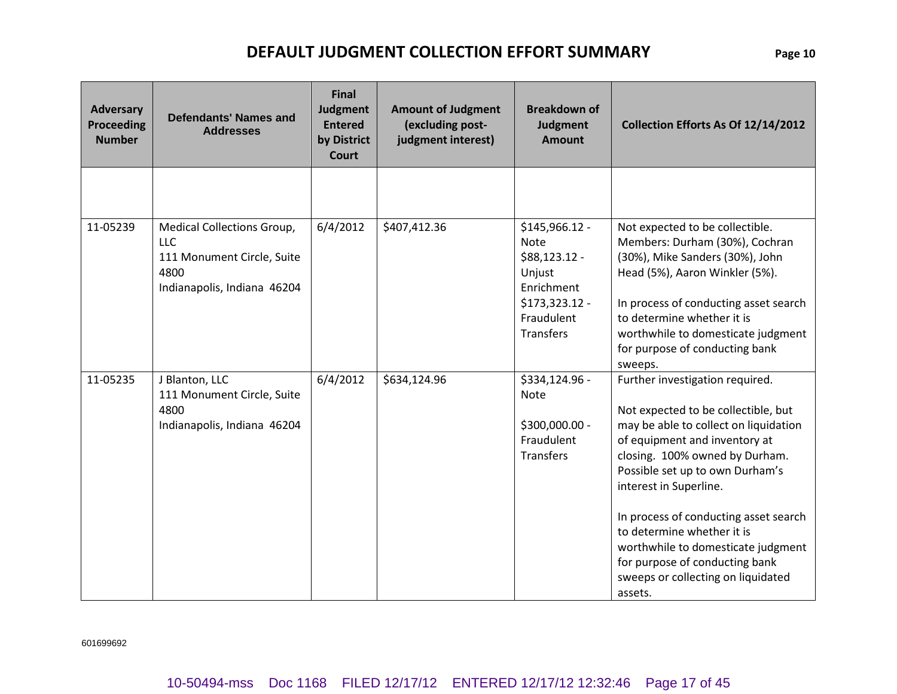# DEFAULT JUDGMENT COLLECTION EFFORT SUMMARY

| Adversary Proceeding Number | Defendants' Names and Addresses | Final Judgment Entered by District Court | Amount of Judgment (excluding post-judgment interest) | Breakdown of Judgment Amount | Collection Efforts As Of 12/14/2012 |
|---|---|---|---|---|---|
| | | | | | |
| 11-05239 | Medical Collections Group, LLC<br>111 Monument Circle, Suite 4800<br>Indianapolis, Indiana 46204 | 6/4/2012 | $407,412.36 | $145,966.12 - Note<br>$88,123.12 - Unjust Enrichment<br>$173,323.12 - Fraudulent Transfers | Not expected to be collectible. Members: Durham (30%), Cochran (30%), Mike Sanders (30%), John Head (5%), Aaron Winkler (5%).<br><br>In process of conducting asset search to determine whether it is worthwhile to domesticate judgment for purpose of conducting bank sweeps. |
| 11-05235 | J Blanton, LLC<br>111 Monument Circle, Suite 4800<br>Indianapolis, Indiana 46204 | 6/4/2012 | $634,124.96 | $334,124.96 - Note<br><br>$300,000.00 - Fraudulent Transfers | Further investigation required.<br><br>Not expected to be collectible, but may be able to collect on liquidation of equipment and inventory at closing. 100% owned by Durham. Possible set up to own Durham's interest in Superline.<br><br>In process of conducting asset search to determine whether it is worthwhile to domesticate judgment for purpose of conducting bank sweeps or collecting on liquidated assets. |

601699692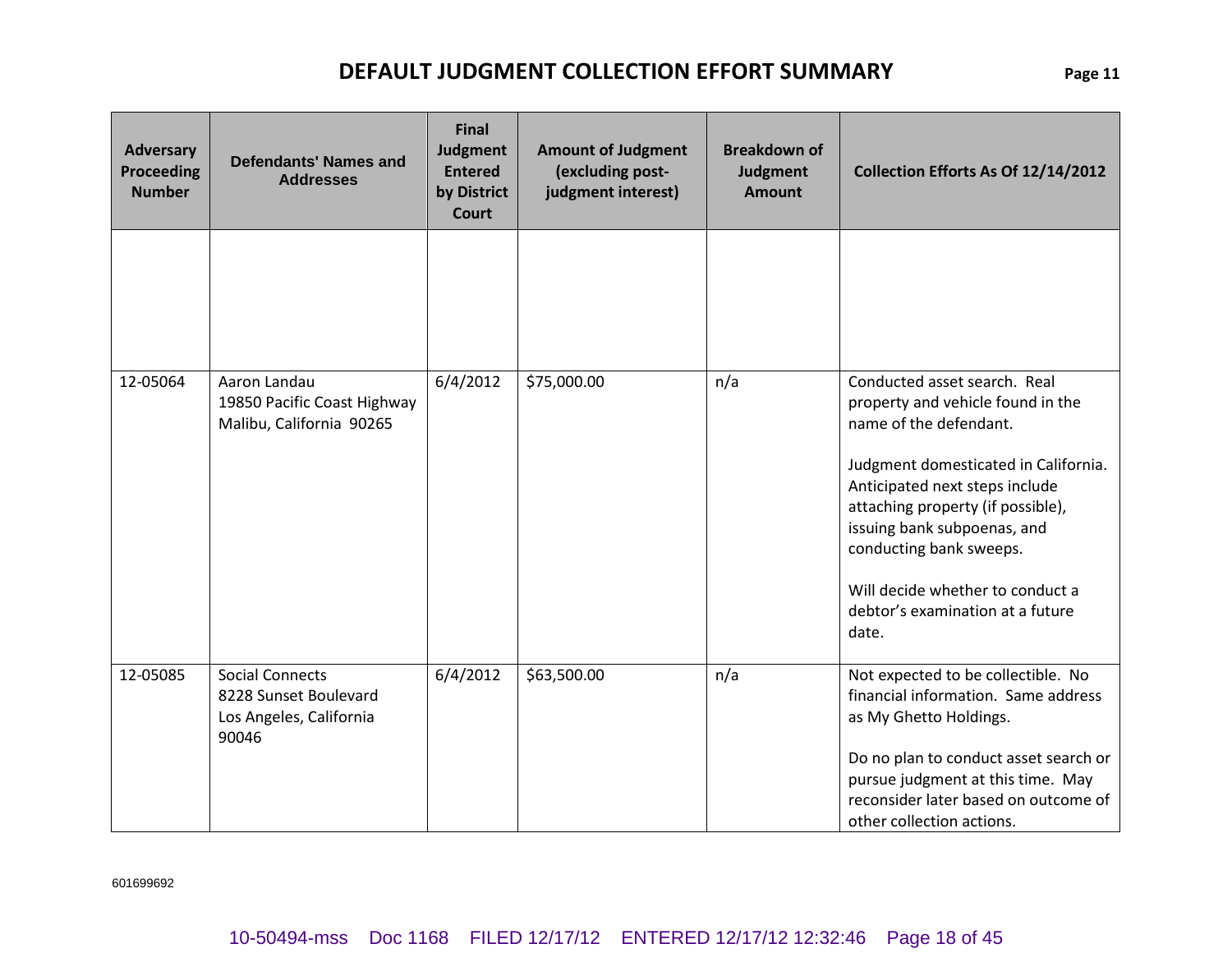# DEFAULT JUDGMENT COLLECTION EFFORT SUMMARY

| Adversary Proceeding Number | Defendants' Names and Addresses | Final Judgment Entered by District Court | Amount of Judgment (excluding post-judgment interest) | Breakdown of Judgment Amount | Collection Efforts As Of 12/14/2012 |
|---|---|---|---|---|---|
| | | | | | |
| 12-05064 | Aaron Landau<br>19850 Pacific Coast Highway<br>Malibu, California 90265 | 6/4/2012 | $75,000.00 | n/a | Conducted asset search. Real property and vehicle found in the name of the defendant.<br><br>Judgment domesticated in California. Anticipated next steps include attaching property (if possible), issuing bank subpoenas, and conducting bank sweeps.<br><br>Will decide whether to conduct a debtor's examination at a future date. |
| 12-05085 | Social Connects<br>8228 Sunset Boulevard<br>Los Angeles, California 90046 | 6/4/2012 | $63,500.00 | n/a | Not expected to be collectible. No financial information. Same address as My Ghetto Holdings.<br><br>Do no plan to conduct asset search or pursue judgment at this time. May reconsider later based on outcome of other collection actions. |

601699692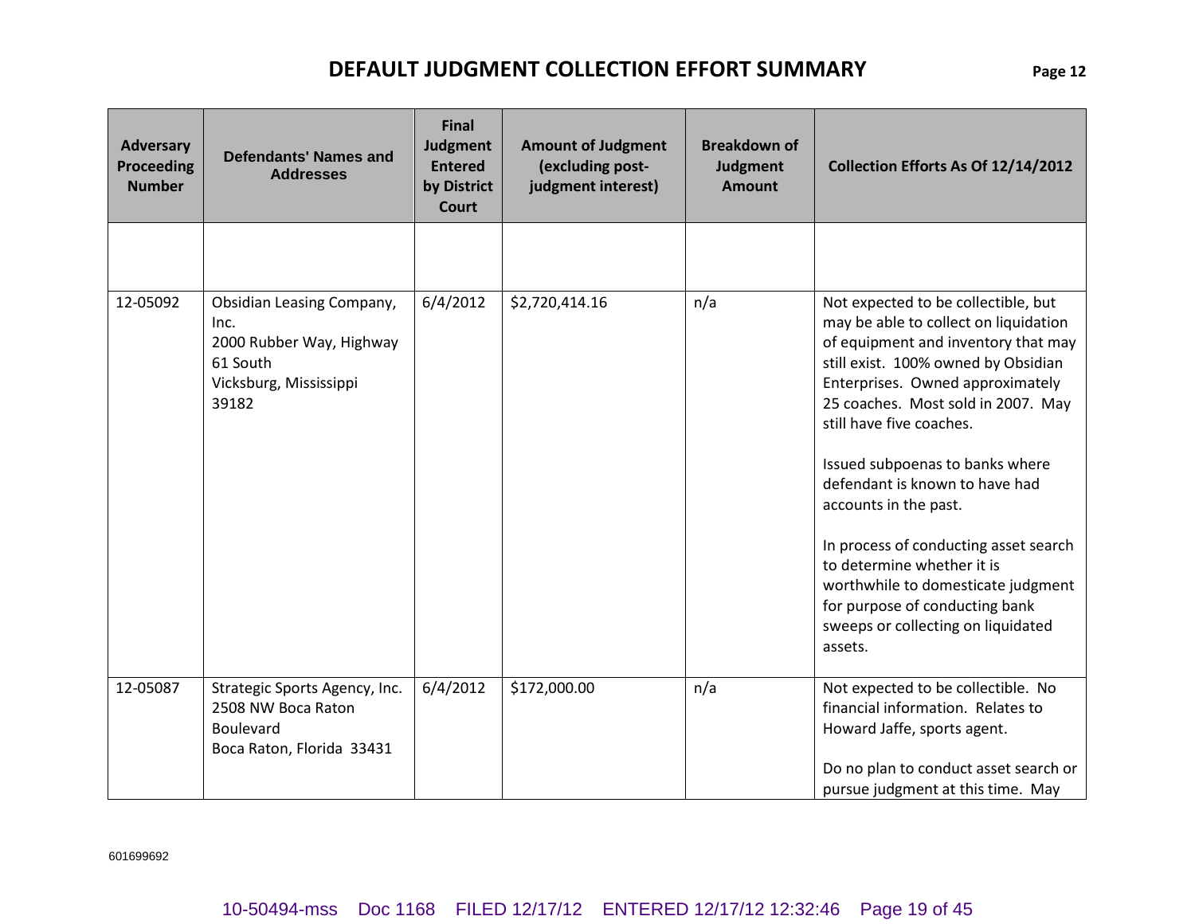# DEFAULT JUDGMENT COLLECTION EFFORT SUMMARY

| Adversary Proceeding Number | Defendants' Names and Addresses | Final Judgment Entered by District Court | Amount of Judgment (excluding post-judgment interest) | Breakdown of Judgment Amount | Collection Efforts As Of 12/14/2012 |
|---|---|---|---|---|---|
| | | | | | |
| 12-05092 | Obsidian Leasing Company, Inc.<br>2000 Rubber Way, Highway 61 South<br>Vicksburg, Mississippi 39182 | 6/4/2012 | $2,720,414.16 | n/a | Not expected to be collectible, but may be able to collect on liquidation of equipment and inventory that may still exist. 100% owned by Obsidian Enterprises. Owned approximately 25 coaches. Most sold in 2007. May still have five coaches.<br><br>Issued subpoenas to banks where defendant is known to have had accounts in the past.<br><br>In process of conducting asset search to determine whether it is worthwhile to domesticate judgment for purpose of conducting bank sweeps or collecting on liquidated assets. |
| 12-05087 | Strategic Sports Agency, Inc.<br>2508 NW Boca Raton Boulevard<br>Boca Raton, Florida 33431 | 6/4/2012 | $172,000.00 | n/a | Not expected to be collectible. No financial information. Relates to Howard Jaffe, sports agent.<br><br>Do no plan to conduct asset search or pursue judgment at this time. May |

601699692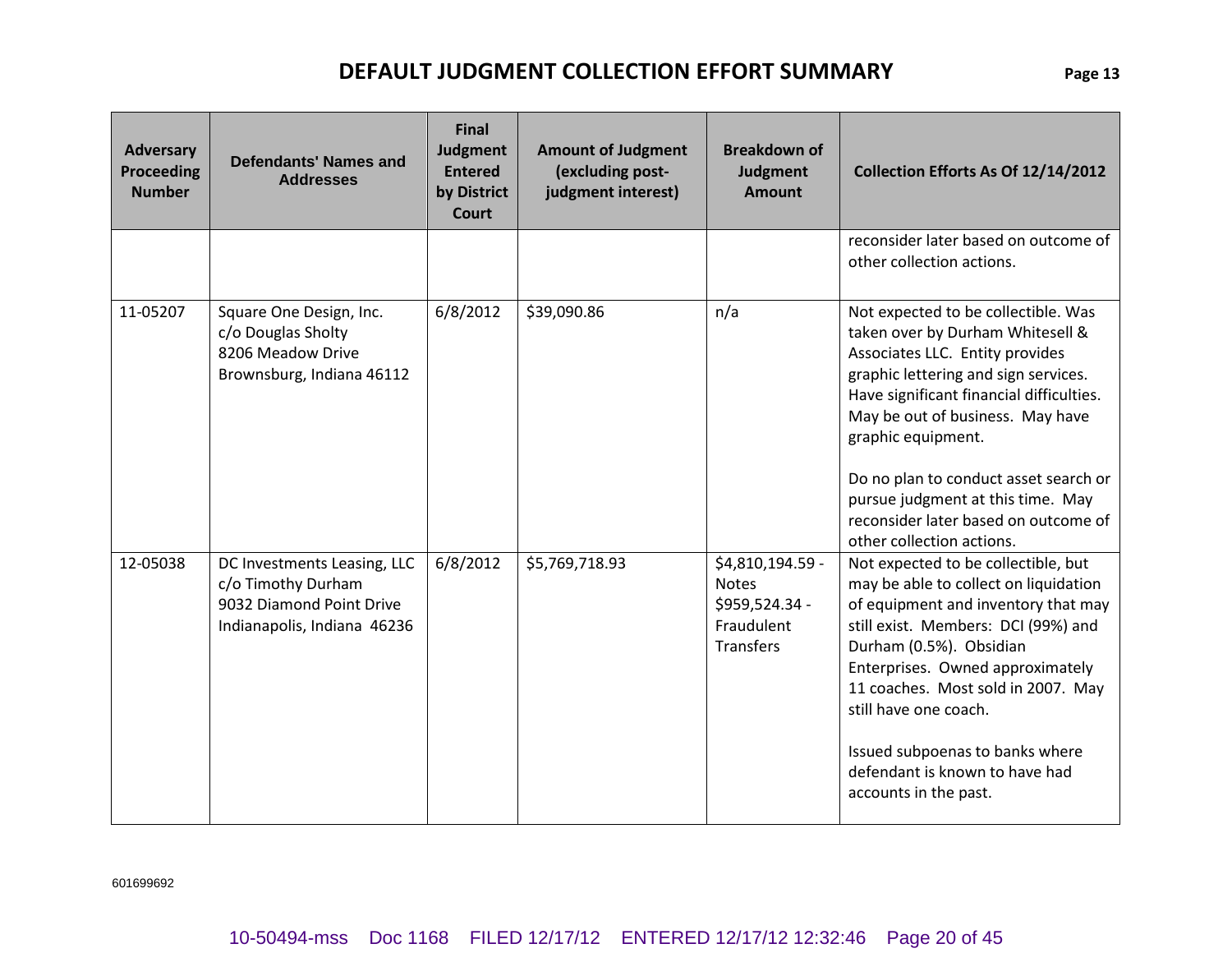# DEFAULT JUDGMENT COLLECTION EFFORT SUMMARY

| Adversary Proceeding Number | Defendants' Names and Addresses | Final Judgment Entered by District Court | Amount of Judgment (excluding post-judgment interest) | Breakdown of Judgment Amount | Collection Efforts As Of 12/14/2012 |
|---|---|---|---|---|---|
| | | | | | reconsider later based on outcome of other collection actions. |
| 11-05207 | Square One Design, Inc.<br>c/o Douglas Sholty<br>8206 Meadow Drive<br>Brownsburg, Indiana 46112 | 6/8/2012 | $39,090.86 | n/a | Not expected to be collectible. Was taken over by Durham Whitesell & Associates LLC. Entity provides graphic lettering and sign services. Have significant financial difficulties. May be out of business. May have graphic equipment.<br><br>Do no plan to conduct asset search or pursue judgment at this time. May reconsider later based on outcome of other collection actions. |
| 12-05038 | DC Investments Leasing, LLC<br>c/o Timothy Durham<br>9032 Diamond Point Drive<br>Indianapolis, Indiana 46236 | 6/8/2012 | $5,769,718.93 | $4,810,194.59 - Notes<br>$959,524.34 - Fraudulent Transfers | Not expected to be collectible, but may be able to collect on liquidation of equipment and inventory that may still exist. Members: DCI (99%) and Durham (0.5%). Obsidian Enterprises. Owned approximately 11 coaches. Most sold in 2007. May still have one coach.<br><br>Issued subpoenas to banks where defendant is known to have had accounts in the past. |

601699692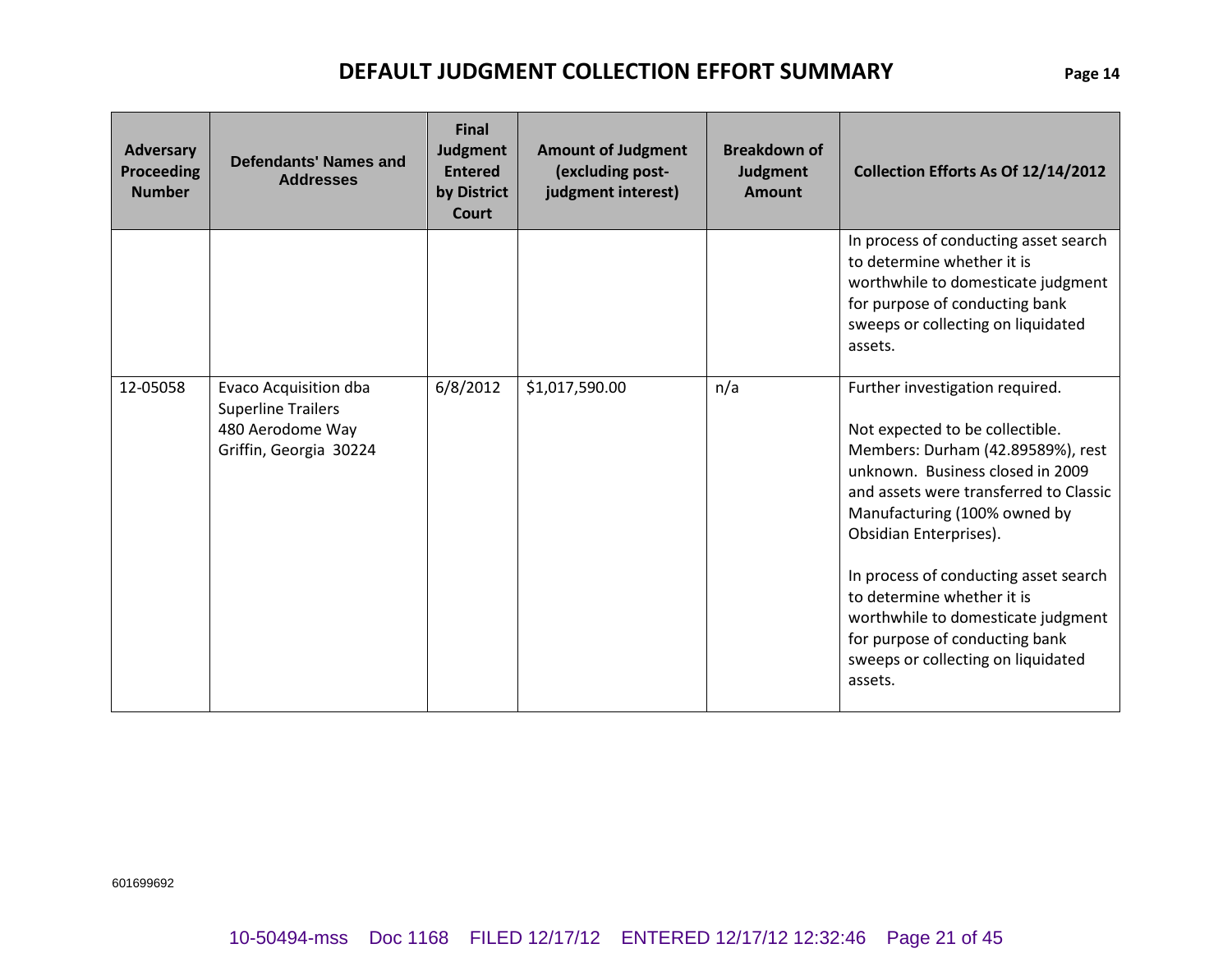# DEFAULT JUDGMENT COLLECTION EFFORT SUMMARY

| Adversary Proceeding Number | Defendants' Names and Addresses | Final Judgment Entered by District Court | Amount of Judgment (excluding post-judgment interest) | Breakdown of Judgment Amount | Collection Efforts As Of 12/14/2012 |
|---|---|---|---|---|---|
| | | | | | In process of conducting asset search to determine whether it is worthwhile to domesticate judgment for purpose of conducting bank sweeps or collecting on liquidated assets. |
| 12-05058 | Evaco Acquisition dba Superline Trailers<br>480 Aerodome Way<br>Griffin, Georgia 30224 | 6/8/2012 | $1,017,590.00 | n/a | Further investigation required.<br><br>Not expected to be collectible. Members: Durham (42.89589%), rest unknown. Business closed in 2009 and assets were transferred to Classic Manufacturing (100% owned by Obsidian Enterprises).<br><br>In process of conducting asset search to determine whether it is worthwhile to domesticate judgment for purpose of conducting bank sweeps or collecting on liquidated assets. |

601699692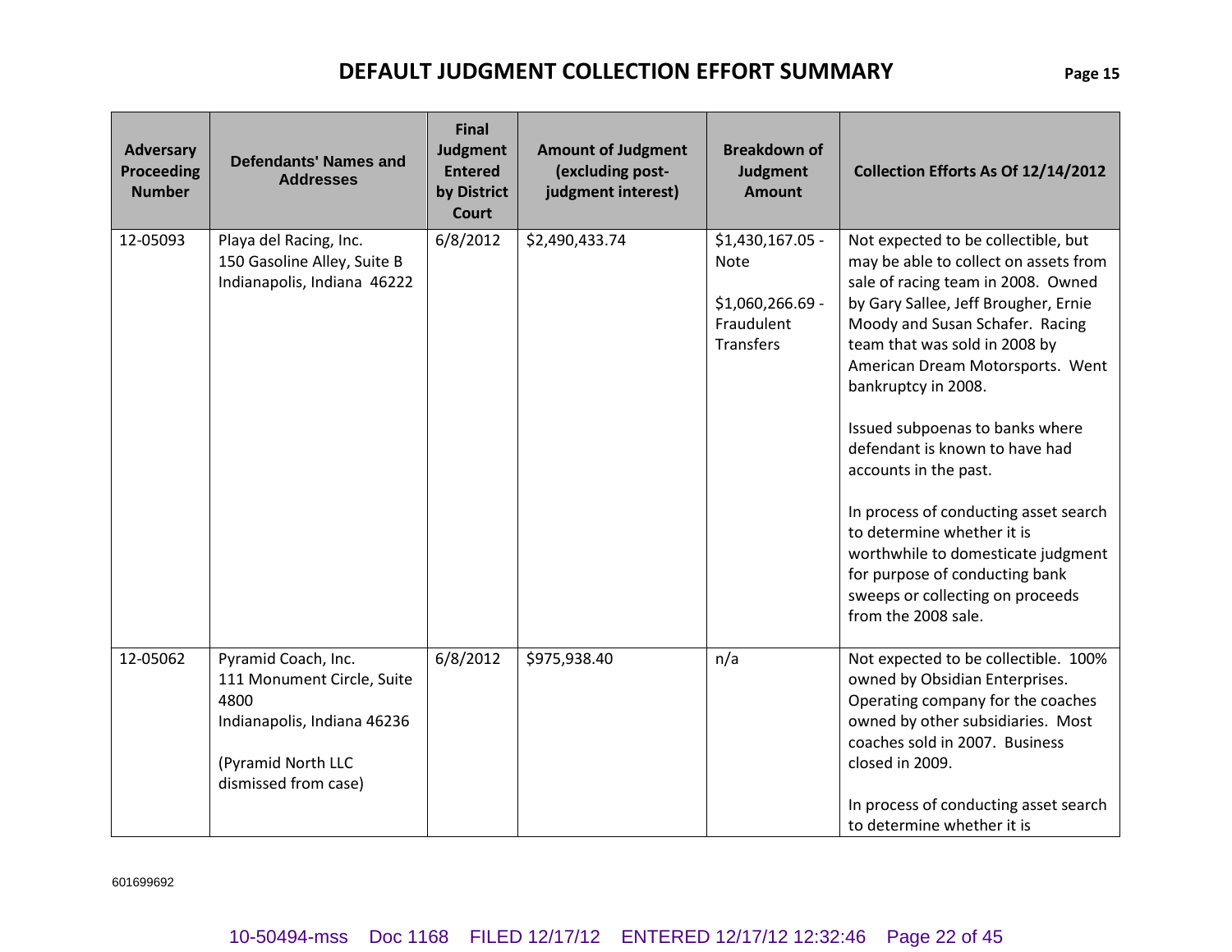# DEFAULT JUDGMENT COLLECTION EFFORT SUMMARY

| Adversary Proceeding Number | Defendants' Names and Addresses | Final Judgment Entered by District Court | Amount of Judgment (excluding post-judgment interest) | Breakdown of Judgment Amount | Collection Efforts As Of 12/14/2012 |
|---|---|---|---|---|---|
| 12-05093 | Playa del Racing, Inc.<br>150 Gasoline Alley, Suite B<br>Indianapolis, Indiana 46222 | 6/8/2012 | $2,490,433.74 | $1,430,167.05 - Note<br><br>$1,060,266.69 - Fraudulent Transfers | Not expected to be collectible, but may be able to collect on assets from sale of racing team in 2008. Owned by Gary Sallee, Jeff Brougher, Ernie Moody and Susan Schafer. Racing team that was sold in 2008 by American Dream Motorsports. Went bankruptcy in 2008.<br><br>Issued subpoenas to banks where defendant is known to have had accounts in the past.<br><br>In process of conducting asset search to determine whether it is worthwhile to domesticate judgment for purpose of conducting bank sweeps or collecting on proceeds from the 2008 sale. |
| 12-05062 | Pyramid Coach, Inc.<br>111 Monument Circle, Suite 4800<br>Indianapolis, Indiana 46236<br><br>(Pyramid North LLC dismissed from case) | 6/8/2012 | $975,938.40 | n/a | Not expected to be collectible. 100% owned by Obsidian Enterprises. Operating company for the coaches owned by other subsidiaries. Most coaches sold in 2007. Business closed in 2009.<br><br>In process of conducting asset search to determine whether it is |

601699692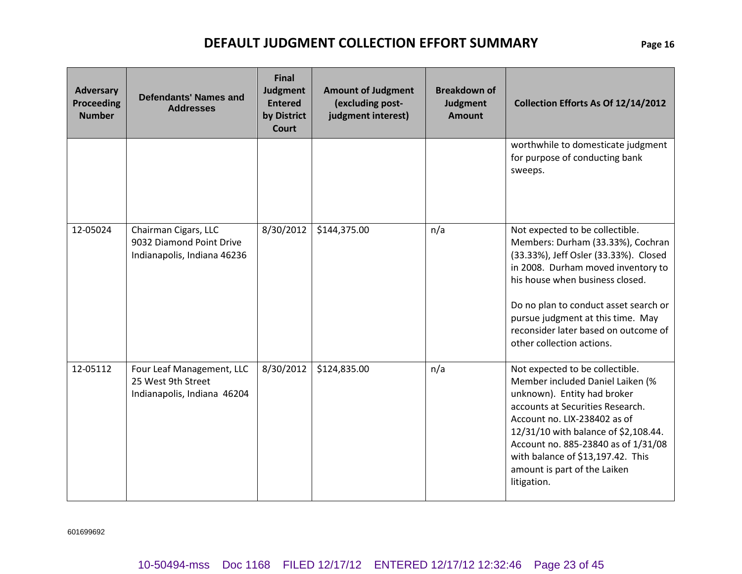# DEFAULT JUDGMENT COLLECTION EFFORT SUMMARY

| Adversary Proceeding Number | Defendants' Names and Addresses | Final Judgment Entered by District Court | Amount of Judgment (excluding post-judgment interest) | Breakdown of Judgment Amount | Collection Efforts As Of 12/14/2012 |
|---|---|---|---|---|---|
| | | | | | worthwhile to domesticate judgment for purpose of conducting bank sweeps. |
| 12-05024 | Chairman Cigars, LLC<br>9032 Diamond Point Drive<br>Indianapolis, Indiana 46236 | 8/30/2012 | $144,375.00 | n/a | Not expected to be collectible. Members: Durham (33.33%), Cochran (33.33%), Jeff Osler (33.33%). Closed in 2008. Durham moved inventory to his house when business closed.<br><br>Do no plan to conduct asset search or pursue judgment at this time. May reconsider later based on outcome of other collection actions. |
| 12-05112 | Four Leaf Management, LLC<br>25 West 9th Street<br>Indianapolis, Indiana 46204 | 8/30/2012 | $124,835.00 | n/a | Not expected to be collectible. Member included Daniel Laiken (% unknown). Entity had broker accounts at Securities Research. Account no. LIX-238402 as of 12/31/10 with balance of $2,108.44. Account no. 885-23840 as of 1/31/08 with balance of $13,197.42. This amount is part of the Laiken litigation. |

601699692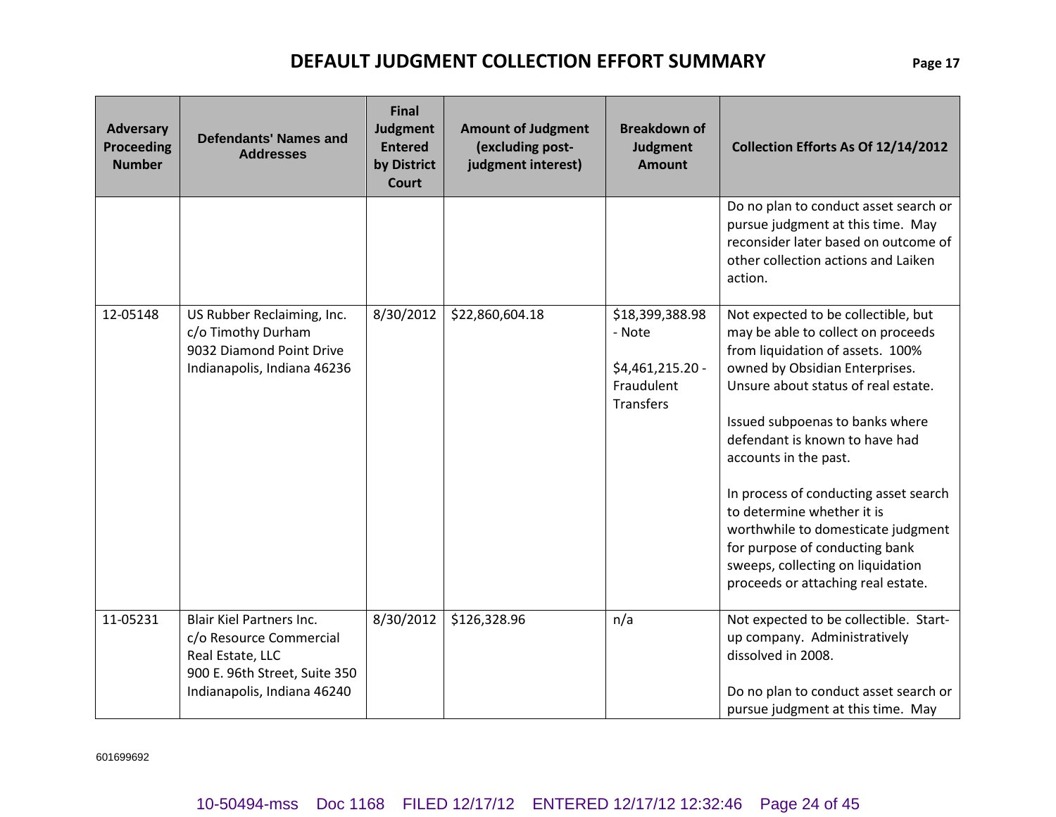# DEFAULT JUDGMENT COLLECTION EFFORT SUMMARY

| Adversary Proceeding Number | Defendants' Names and Addresses | Final Judgment Entered by District Court | Amount of Judgment (excluding post-judgment interest) | Breakdown of Judgment Amount | Collection Efforts As Of 12/14/2012 |
|---|---|---|---|---|---|
| | | | | | Do no plan to conduct asset search or pursue judgment at this time. May reconsider later based on outcome of other collection actions and Laiken action. |
| 12-05148 | US Rubber Reclaiming, Inc.<br>c/o Timothy Durham<br>9032 Diamond Point Drive<br>Indianapolis, Indiana 46236 | 8/30/2012 | $22,860,604.18 | $18,399,388.98 - Note<br><br>$4,461,215.20 - Fraudulent Transfers | Not expected to be collectible, but may be able to collect on proceeds from liquidation of assets. 100% owned by Obsidian Enterprises. Unsure about status of real estate.<br><br>Issued subpoenas to banks where defendant is known to have had accounts in the past.<br><br>In process of conducting asset search to determine whether it is worthwhile to domesticate judgment for purpose of conducting bank sweeps, collecting on liquidation proceeds or attaching real estate. |
| 11-05231 | Blair Kiel Partners Inc.<br>c/o Resource Commercial Real Estate, LLC<br>900 E. 96th Street, Suite 350<br>Indianapolis, Indiana 46240 | 8/30/2012 | $126,328.96 | n/a | Not expected to be collectible. Start-up company. Administratively dissolved in 2008.<br><br>Do no plan to conduct asset search or pursue judgment at this time. May |

601699692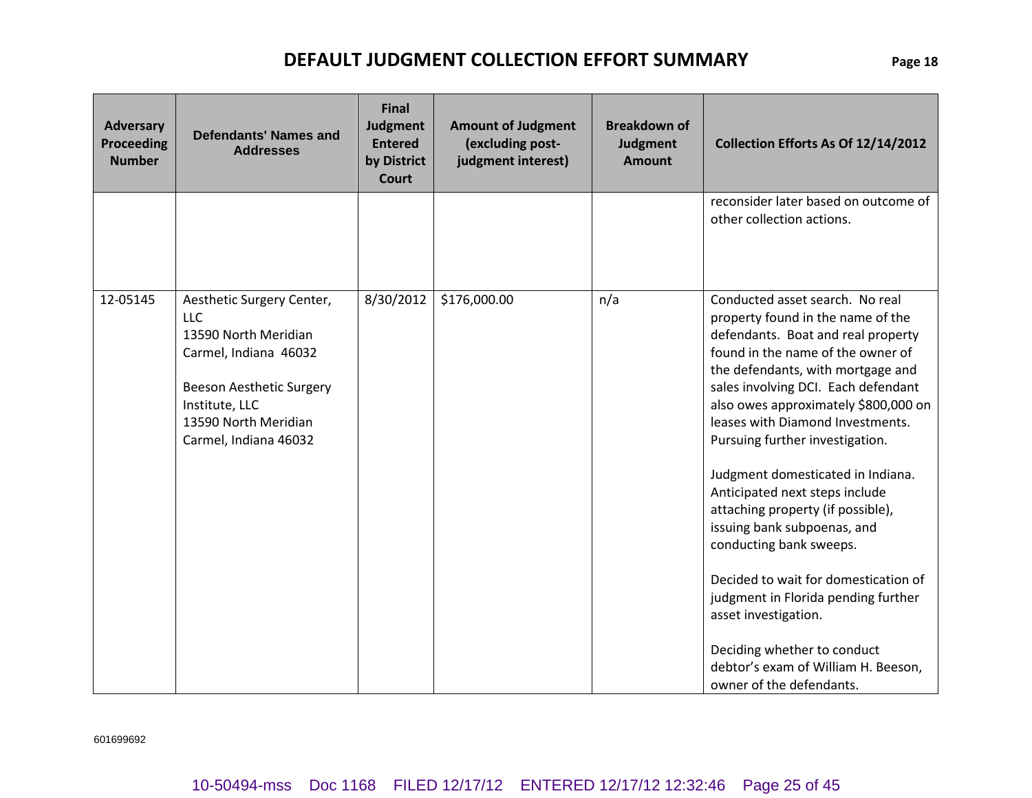# DEFAULT JUDGMENT COLLECTION EFFORT SUMMARY

| Adversary Proceeding Number | Defendants' Names and Addresses | Final Judgment Entered by District Court | Amount of Judgment (excluding post-judgment interest) | Breakdown of Judgment Amount | Collection Efforts As Of 12/14/2012 |
|---|---|---|---|---|---|
| | | | | | reconsider later based on outcome of other collection actions. |
| 12-05145 | Aesthetic Surgery Center, LLC<br>13590 North Meridian<br>Carmel, Indiana 46032<br><br>Beeson Aesthetic Surgery Institute, LLC<br>13590 North Meridian<br>Carmel, Indiana 46032 | 8/30/2012 | $176,000.00 | n/a | Conducted asset search. No real property found in the name of the defendants. Boat and real property found in the name of the owner of the defendants, with mortgage and sales involving DCI. Each defendant also owes approximately $800,000 on leases with Diamond Investments. Pursuing further investigation.<br><br>Judgment domesticated in Indiana. Anticipated next steps include attaching property (if possible), issuing bank subpoenas, and conducting bank sweeps.<br><br>Decided to wait for domestication of judgment in Florida pending further asset investigation.<br><br>Deciding whether to conduct debtor's exam of William H. Beeson, owner of the defendants. |

601699692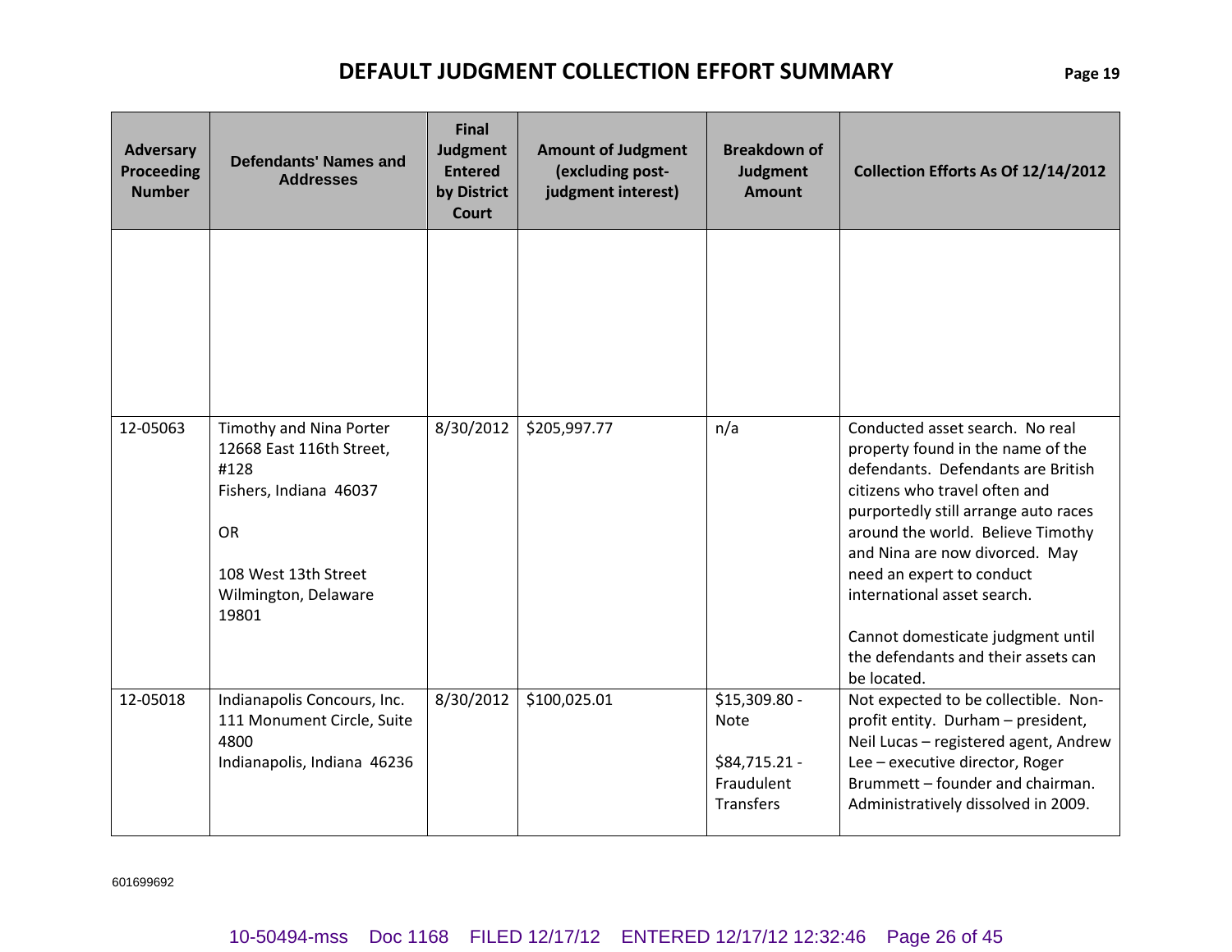# DEFAULT JUDGMENT COLLECTION EFFORT SUMMARY

| Adversary Proceeding Number | Defendants' Names and Addresses | Final Judgment Entered by District Court | Amount of Judgment (excluding post-judgment interest) | Breakdown of Judgment Amount | Collection Efforts As Of 12/14/2012 |
|---|---|---|---|---|---|
| | | | | | |
| 12-05063 | Timothy and Nina Porter<br>12668 East 116th Street, #128<br>Fishers, Indiana 46037<br><br>OR<br><br>108 West 13th Street<br>Wilmington, Delaware 19801 | 8/30/2012 | $205,997.77 | n/a | Conducted asset search. No real property found in the name of the defendants. Defendants are British citizens who travel often and purportedly still arrange auto races around the world. Believe Timothy and Nina are now divorced. May need an expert to conduct international asset search.<br><br>Cannot domesticate judgment until the defendants and their assets can be located. |
| 12-05018 | Indianapolis Concours, Inc.<br>111 Monument Circle, Suite 4800<br>Indianapolis, Indiana 46236 | 8/30/2012 | $100,025.01 | $15,309.80 - Note<br><br>$84,715.21 - Fraudulent Transfers | Not expected to be collectible. Non-profit entity. Durham – president, Neil Lucas – registered agent, Andrew Lee – executive director, Roger Brummett – founder and chairman. Administratively dissolved in 2009. |

601699692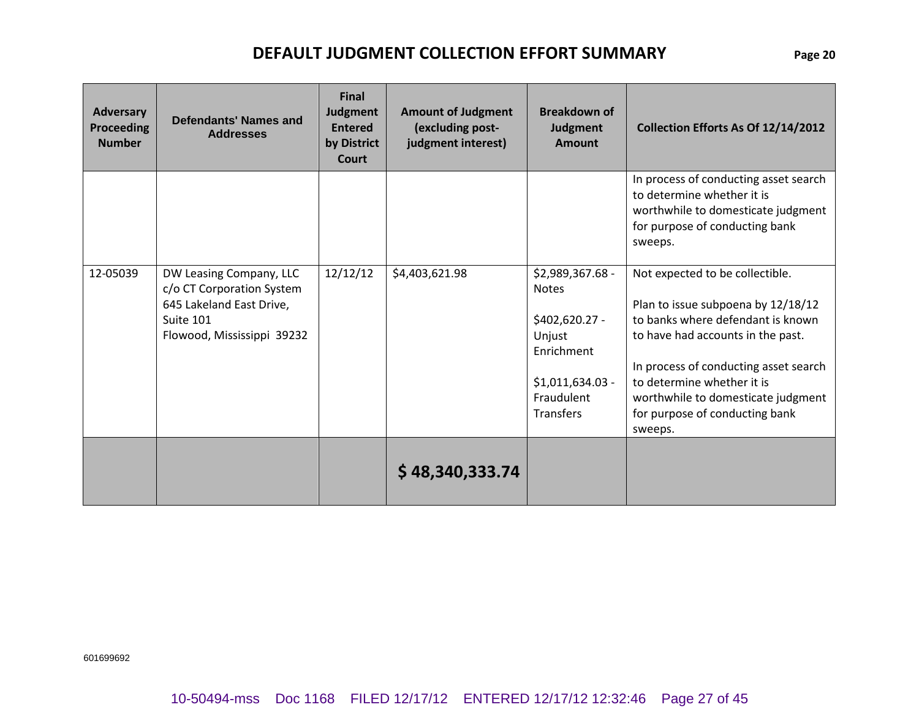# DEFAULT JUDGMENT COLLECTION EFFORT SUMMARY

| Adversary Proceeding Number | Defendants' Names and Addresses | Final Judgment Entered by District Court | Amount of Judgment (excluding post-judgment interest) | Breakdown of Judgment Amount | Collection Efforts As Of 12/14/2012 |
|---|---|---|---|---|---|
| | | | | | In process of conducting asset search to determine whether it is worthwhile to domesticate judgment for purpose of conducting bank sweeps. |
| 12-05039 | DW Leasing Company, LLC<br>c/o CT Corporation System<br>645 Lakeland East Drive, Suite 101<br>Flowood, Mississippi 39232 | 12/12/12 | $4,403,621.98 | $2,989,367.68 - Notes<br><br>$402,620.27 - Unjust Enrichment<br><br>$1,011,634.03 - Fraudulent Transfers | Not expected to be collectible.<br><br>Plan to issue subpoena by 12/18/12 to banks where defendant is known to have had accounts in the past.<br><br>In process of conducting asset search to determine whether it is worthwhile to domesticate judgment for purpose of conducting bank sweeps. |
| | | | **$ 48,340,333.74** | | |

601699692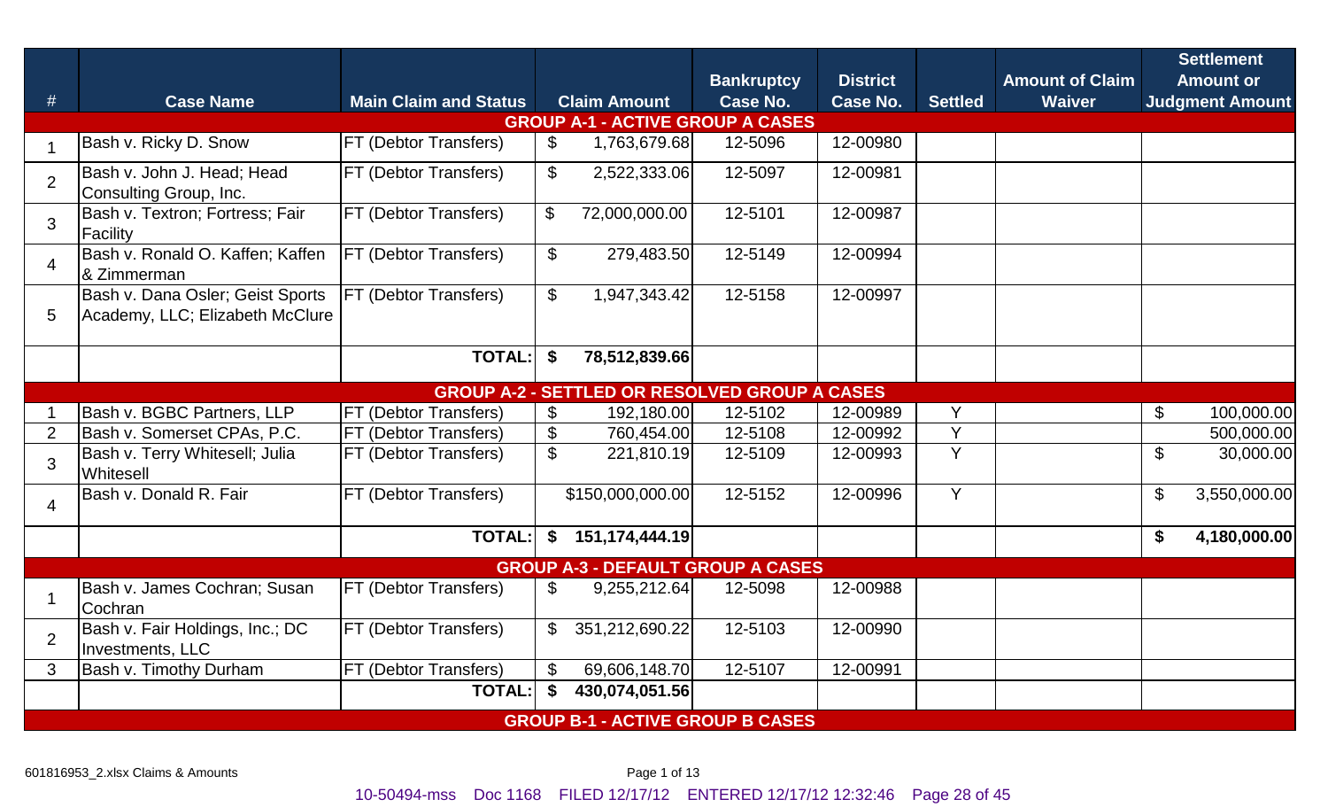| # | Case Name | Main Claim and Status | Claim Amount | Bankruptcy Case No. | District Case No. | Settled | Amount of Claim Waiver | Settlement Amount or Judgment Amount |
|---|---|---|---|---|---|---|---|---|
| **GROUP A-1 - ACTIVE GROUP A CASES** | | | | | | | | |
| 1 | Bash v. Ricky D. Snow | FT (Debtor Transfers) | $ 1,763,679.68 | 12-5096 | 12-00980 | | | |
| 2 | Bash v. John J. Head; Head Consulting Group, Inc. | FT (Debtor Transfers) | $ 2,522,333.06 | 12-5097 | 12-00981 | | | |
| 3 | Bash v. Textron; Fortress; Fair Facility | FT (Debtor Transfers) | $ 72,000,000.00 | 12-5101 | 12-00987 | | | |
| 4 | Bash v. Ronald O. Kaffen; Kaffen & Zimmerman | FT (Debtor Transfers) | $ 279,483.50 | 12-5149 | 12-00994 | | | |
| 5 | Bash v. Dana Osler; Geist Sports Academy, LLC; Elizabeth McClure | FT (Debtor Transfers) | $ 1,947,343.42 | 12-5158 | 12-00997 | | | |
| | | **TOTAL:** | **$ 78,512,839.66** | | | | | |
| **GROUP A-2 - SETTLED OR RESOLVED GROUP A CASES** | | | | | | | | |
| 1 | Bash v. BGBC Partners, LLP | FT (Debtor Transfers) | $ 192,180.00 | 12-5102 | 12-00989 | Y | | $ 100,000.00 |
| 2 | Bash v. Somerset CPAs, P.C. | FT (Debtor Transfers) | $ 760,454.00 | 12-5108 | 12-00992 | Y | | 500,000.00 |
| 3 | Bash v. Terry Whitesell; Julia Whitesell | FT (Debtor Transfers) | $ 221,810.19 | 12-5109 | 12-00993 | Y | | $ 30,000.00 |
| 4 | Bash v. Donald R. Fair | FT (Debtor Transfers) | $150,000,000.00 | 12-5152 | 12-00996 | Y | | $ 3,550,000.00 |
| | | **TOTAL:** | **$ 151,174,444.19** | | | | | **$ 4,180,000.00** |
| **GROUP A-3 - DEFAULT GROUP A CASES** | | | | | | | | |
| 1 | Bash v. James Cochran; Susan Cochran | FT (Debtor Transfers) | $ 9,255,212.64 | 12-5098 | 12-00988 | | | |
| 2 | Bash v. Fair Holdings, Inc.; DC Investments, LLC | FT (Debtor Transfers) | $ 351,212,690.22 | 12-5103 | 12-00990 | | | |
| 3 | Bash v. Timothy Durham | FT (Debtor Transfers) | $ 69,606,148.70 | 12-5107 | 12-00991 | | | |
| | | **TOTAL:** | **$ 430,074,051.56** | | | | | |
| **GROUP B-1 - ACTIVE GROUP B CASES** | | | | | | | | |

601816953_2.xlsx Claims & Amounts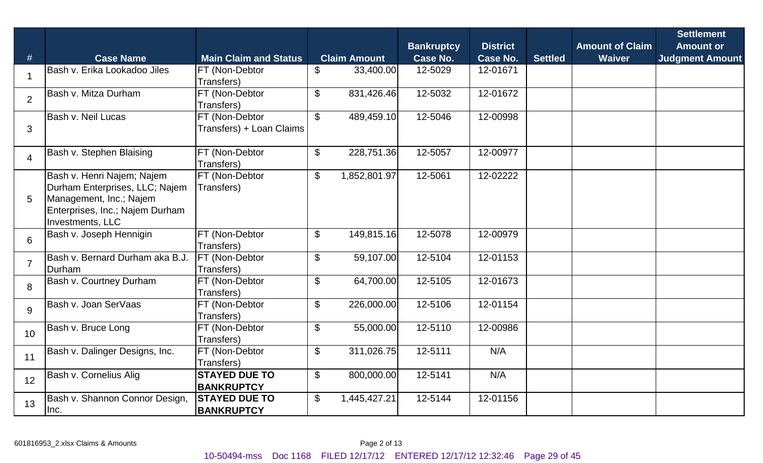| # | Case Name | Main Claim and Status | Claim Amount | Bankruptcy Case No. | District Case No. | Settled | Amount of Claim Waiver | Settlement Amount or Judgment Amount |
|---|---|---|---|---|---|---|---|---|
| 1 | Bash v. Erika Lookadoo Jiles | FT (Non-Debtor Transfers) | $ 33,400.00 | 12-5029 | 12-01671 | | | |
| 2 | Bash v. Mitza Durham | FT (Non-Debtor Transfers) | $ 831,426.46 | 12-5032 | 12-01672 | | | |
| 3 | Bash v. Neil Lucas | FT (Non-Debtor Transfers) + Loan Claims | $ 489,459.10 | 12-5046 | 12-00998 | | | |
| 4 | Bash v. Stephen Blaising | FT (Non-Debtor Transfers) | $ 228,751.36 | 12-5057 | 12-00977 | | | |
| 5 | Bash v. Henri Najem; Najem Durham Enterprises, LLC; Najem Management, Inc.; Najem Enterprises, Inc.; Najem Durham Investments, LLC | FT (Non-Debtor Transfers) | $ 1,852,801.97 | 12-5061 | 12-02222 | | | |
| 6 | Bash v. Joseph Hennigin | FT (Non-Debtor Transfers) | $ 149,815.16 | 12-5078 | 12-00979 | | | |
| 7 | Bash v. Bernard Durham aka B.J. Durham | FT (Non-Debtor Transfers) | $ 59,107.00 | 12-5104 | 12-01153 | | | |
| 8 | Bash v. Courtney Durham | FT (Non-Debtor Transfers) | $ 64,700.00 | 12-5105 | 12-01673 | | | |
| 9 | Bash v. Joan SerVaas | FT (Non-Debtor Transfers) | $ 226,000.00 | 12-5106 | 12-01154 | | | |
| 10 | Bash v. Bruce Long | FT (Non-Debtor Transfers) | $ 55,000.00 | 12-5110 | 12-00986 | | | |
| 11 | Bash v. Dalinger Designs, Inc. | FT (Non-Debtor Transfers) | $ 311,026.75 | 12-5111 | N/A | | | |
| 12 | Bash v. Cornelius Alig | **STAYED DUE TO BANKRUPTCY** | $ 800,000.00 | 12-5141 | N/A | | | |
| 13 | Bash v. Shannon Connor Design, Inc. | **STAYED DUE TO BANKRUPTCY** | $ 1,445,427.21 | 12-5144 | 12-01156 | | | |

601816953_2.xlsx Claims & Amounts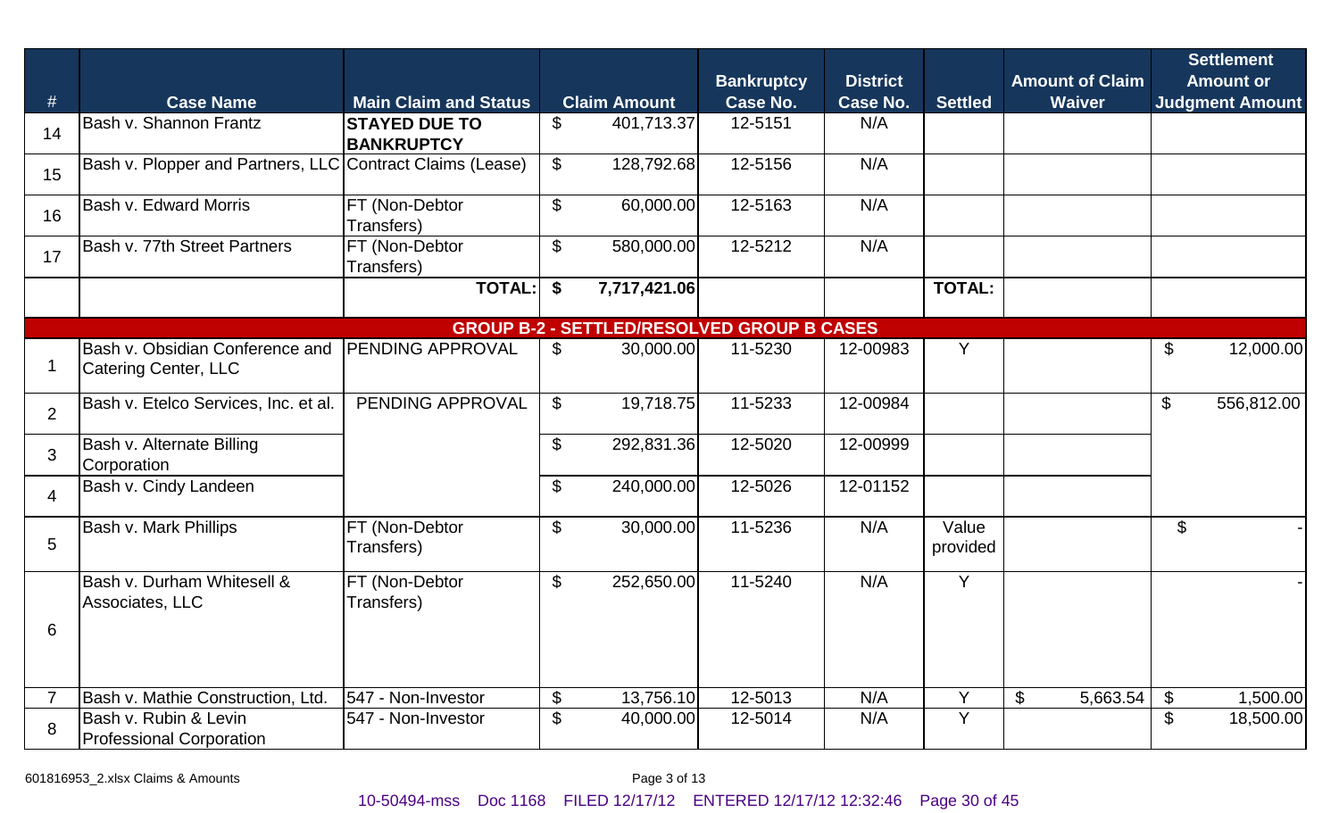| # | Case Name | Main Claim and Status | Claim Amount | Bankruptcy Case No. | District Case No. | Settled | Amount of Claim Waiver | Settlement Amount or Judgment Amount |
|---|---|---|---|---|---|---|---|---|
| 14 | Bash v. Shannon Frantz | **STAYED DUE TO BANKRUPTCY** | $ 401,713.37 | 12-5151 | N/A | | | |
| 15 | Bash v. Plopper and Partners, LLC | Contract Claims (Lease) | $ 128,792.68 | 12-5156 | N/A | | | |
| 16 | Bash v. Edward Morris | FT (Non-Debtor Transfers) | $ 60,000.00 | 12-5163 | N/A | | | |
| 17 | Bash v. 77th Street Partners | FT (Non-Debtor Transfers) | $ 580,000.00 | 12-5212 | N/A | | | |
| | | **TOTAL:** | **$ 7,717,421.06** | | | **TOTAL:** | | |
| | | | **GROUP B-2 - SETTLED/RESOLVED GROUP B CASES** | | | | | |
| 1 | Bash v. Obsidian Conference and Catering Center, LLC | PENDING APPROVAL | $ 30,000.00 | 11-5230 | 12-00983 | Y | | $ 12,000.00 |
| 2 | Bash v. Etelco Services, Inc. et al. | PENDING APPROVAL | $ 19,718.75 | 11-5233 | 12-00984 | | | $ 556,812.00 |
| 3 | Bash v. Alternate Billing Corporation | | $ 292,831.36 | 12-5020 | 12-00999 | | | |
| 4 | Bash v. Cindy Landeen | | $ 240,000.00 | 12-5026 | 12-01152 | | | |
| 5 | Bash v. Mark Phillips | FT (Non-Debtor Transfers) | $ 30,000.00 | 11-5236 | N/A | Value provided | | $ - |
| 6 | Bash v. Durham Whitesell & Associates, LLC | FT (Non-Debtor Transfers) | $ 252,650.00 | 11-5240 | N/A | Y | | - |
| 7 | Bash v. Mathie Construction, Ltd. | 547 - Non-Investor | $ 13,756.10 | 12-5013 | N/A | Y | $ 5,663.54 | $ 1,500.00 |
| 8 | Bash v. Rubin & Levin Professional Corporation | 547 - Non-Investor | $ 40,000.00 | 12-5014 | N/A | Y | | $ 18,500.00 |

601816953_2.xlsx Claims & Amounts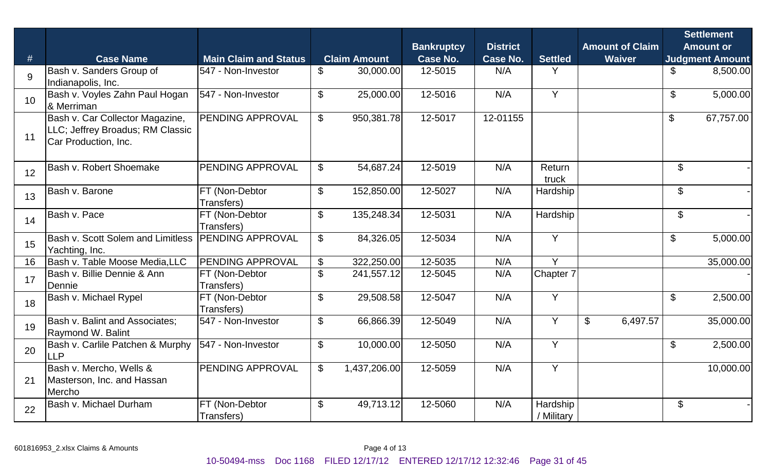| # | Case Name | Main Claim and Status | Claim Amount | Bankruptcy Case No. | District Case No. | Settled | Amount of Claim Waiver | Settlement Amount or Judgment Amount |
|---|---|---|---|---|---|---|---|---|
| 9 | Bash v. Sanders Group of Indianapolis, Inc. | 547 - Non-Investor | $ 30,000.00 | 12-5015 | N/A | Y | | $ 8,500.00 |
| 10 | Bash v. Voyles Zahn Paul Hogan & Merriman | 547 - Non-Investor | $ 25,000.00 | 12-5016 | N/A | Y | | $ 5,000.00 |
| 11 | Bash v. Car Collector Magazine, LLC; Jeffrey Broadus; RM Classic Car Production, Inc. | PENDING APPROVAL | $ 950,381.78 | 12-5017 | 12-01155 | | | $ 67,757.00 |
| 12 | Bash v. Robert Shoemake | PENDING APPROVAL | $ 54,687.24 | 12-5019 | N/A | Return truck | | $ - |
| 13 | Bash v. Barone | FT (Non-Debtor Transfers) | $ 152,850.00 | 12-5027 | N/A | Hardship | | $ - |
| 14 | Bash v. Pace | FT (Non-Debtor Transfers) | $ 135,248.34 | 12-5031 | N/A | Hardship | | $ - |
| 15 | Bash v. Scott Solem and Limitless Yachting, Inc. | PENDING APPROVAL | $ 84,326.05 | 12-5034 | N/A | Y | | $ 5,000.00 |
| 16 | Bash v. Table Moose Media,LLC | PENDING APPROVAL | $ 322,250.00 | 12-5035 | N/A | Y | | 35,000.00 |
| 17 | Bash v. Billie Dennie & Ann Dennie | FT (Non-Debtor Transfers) | $ 241,557.12 | 12-5045 | N/A | Chapter 7 | | - |
| 18 | Bash v. Michael Rypel | FT (Non-Debtor Transfers) | $ 29,508.58 | 12-5047 | N/A | Y | | $ 2,500.00 |
| 19 | Bash v. Balint and Associates; Raymond W. Balint | 547 - Non-Investor | $ 66,866.39 | 12-5049 | N/A | Y | $ 6,497.57 | 35,000.00 |
| 20 | Bash v. Carlile Patchen & Murphy LLP | 547 - Non-Investor | $ 10,000.00 | 12-5050 | N/A | Y | | $ 2,500.00 |
| 21 | Bash v. Mercho, Wells & Masterson, Inc. and Hassan Mercho | PENDING APPROVAL | $ 1,437,206.00 | 12-5059 | N/A | Y | | 10,000.00 |
| 22 | Bash v. Michael Durham | FT (Non-Debtor Transfers) | $ 49,713.12 | 12-5060 | N/A | Hardship / Military | | $ - |

601816953_2.xlsx Claims & Amounts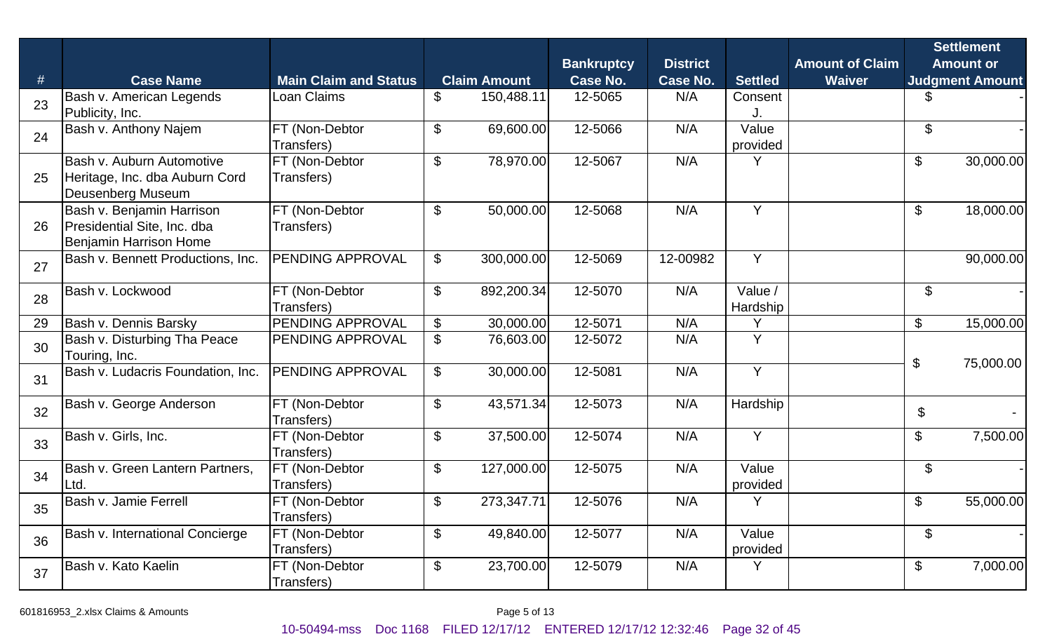| # | Case Name | Main Claim and Status | Claim Amount | Bankruptcy Case No. | District Case No. | Settled | Amount of Claim Waiver | Settlement Amount or Judgment Amount |
|---|---|---|---|---|---|---|---|---|
| 23 | Bash v. American Legends Publicity, Inc. | Loan Claims | $ 150,488.11 | 12-5065 | N/A | Consent J. | | $ - |
| 24 | Bash v. Anthony Najem | FT (Non-Debtor Transfers) | $ 69,600.00 | 12-5066 | N/A | Value provided | | $ - |
| 25 | Bash v. Auburn Automotive Heritage, Inc. dba Auburn Cord Deusenberg Museum | FT (Non-Debtor Transfers) | $ 78,970.00 | 12-5067 | N/A | Y | | $ 30,000.00 |
| 26 | Bash v. Benjamin Harrison Presidential Site, Inc. dba Benjamin Harrison Home | FT (Non-Debtor Transfers) | $ 50,000.00 | 12-5068 | N/A | Y | | $ 18,000.00 |
| 27 | Bash v. Bennett Productions, Inc. | PENDING APPROVAL | $ 300,000.00 | 12-5069 | 12-00982 | Y | | 90,000.00 |
| 28 | Bash v. Lockwood | FT (Non-Debtor Transfers) | $ 892,200.34 | 12-5070 | N/A | Value / Hardship | | $ - |
| 29 | Bash v. Dennis Barsky | PENDING APPROVAL | $ 30,000.00 | 12-5071 | N/A | Y | | $ 15,000.00 |
| 30 | Bash v. Disturbing Tha Peace Touring, Inc. | PENDING APPROVAL | $ 76,603.00 | 12-5072 | N/A | Y | | $ 75,000.00 |
| 31 | Bash v. Ludacris Foundation, Inc. | PENDING APPROVAL | $ 30,000.00 | 12-5081 | N/A | Y | | |
| 32 | Bash v. George Anderson | FT (Non-Debtor Transfers) | $ 43,571.34 | 12-5073 | N/A | Hardship | | $ - |
| 33 | Bash v. Girls, Inc. | FT (Non-Debtor Transfers) | $ 37,500.00 | 12-5074 | N/A | Y | | $ 7,500.00 |
| 34 | Bash v. Green Lantern Partners, Ltd. | FT (Non-Debtor Transfers) | $ 127,000.00 | 12-5075 | N/A | Value provided | | $ - |
| 35 | Bash v. Jamie Ferrell | FT (Non-Debtor Transfers) | $ 273,347.71 | 12-5076 | N/A | Y | | $ 55,000.00 |
| 36 | Bash v. International Concierge | FT (Non-Debtor Transfers) | $ 49,840.00 | 12-5077 | N/A | Value provided | | $ - |
| 37 | Bash v. Kato Kaelin | FT (Non-Debtor Transfers) | $ 23,700.00 | 12-5079 | N/A | Y | | $ 7,000.00 |

601816953_2.xlsx Claims & Amounts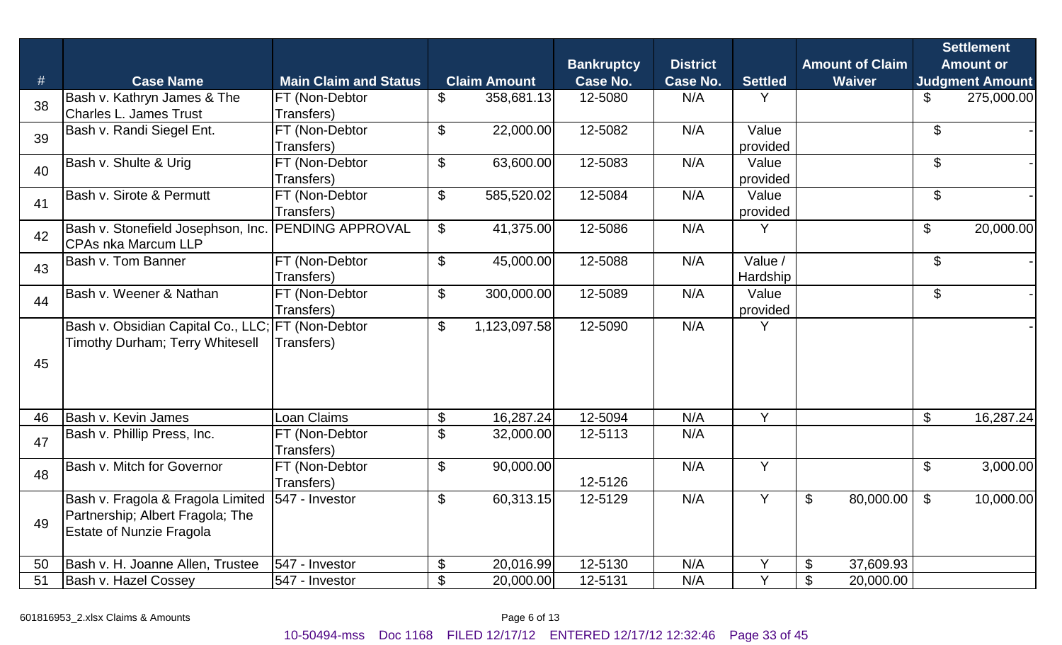| # | Case Name | Main Claim and Status | Claim Amount | Bankruptcy Case No. | District Case No. | Settled | Amount of Claim Waiver | Settlement Amount or Judgment Amount |
|---|---|---|---|---|---|---|---|---|
| 38 | Bash v. Kathryn James & The Charles L. James Trust | FT (Non-Debtor Transfers) | $ 358,681.13 | 12-5080 | N/A | Y | | $ 275,000.00 |
| 39 | Bash v. Randi Siegel Ent. | FT (Non-Debtor Transfers) | $ 22,000.00 | 12-5082 | N/A | Value provided | | $ - |
| 40 | Bash v. Shulte & Urig | FT (Non-Debtor Transfers) | $ 63,600.00 | 12-5083 | N/A | Value provided | | $ - |
| 41 | Bash v. Sirote & Permutt | FT (Non-Debtor Transfers) | $ 585,520.02 | 12-5084 | N/A | Value provided | | $ - |
| 42 | Bash v. Stonefield Josephson, Inc. CPAs nka Marcum LLP | PENDING APPROVAL | $ 41,375.00 | 12-5086 | N/A | Y | | $ 20,000.00 |
| 43 | Bash v. Tom Banner | FT (Non-Debtor Transfers) | $ 45,000.00 | 12-5088 | N/A | Value / Hardship | | $ - |
| 44 | Bash v. Weener & Nathan | FT (Non-Debtor Transfers) | $ 300,000.00 | 12-5089 | N/A | Value provided | | $ - |
| 45 | Bash v. Obsidian Capital Co., LLC; Timothy Durham; Terry Whitesell | FT (Non-Debtor Transfers) | $ 1,123,097.58 | 12-5090 | N/A | Y | | - |
| 46 | Bash v. Kevin James | Loan Claims | $ 16,287.24 | 12-5094 | N/A | Y | | $ 16,287.24 |
| 47 | Bash v. Phillip Press, Inc. | FT (Non-Debtor Transfers) | $ 32,000.00 | 12-5113 | N/A | | | |
| 48 | Bash v. Mitch for Governor | FT (Non-Debtor Transfers) | $ 90,000.00 | 12-5126 | N/A | Y | | $ 3,000.00 |
| 49 | Bash v. Fragola & Fragola Limited Partnership; Albert Fragola; The Estate of Nunzie Fragola | 547 - Investor | $ 60,313.15 | 12-5129 | N/A | Y | $ 80,000.00 | $ 10,000.00 |
| 50 | Bash v. H. Joanne Allen, Trustee | 547 - Investor | $ 20,016.99 | 12-5130 | N/A | Y | $ 37,609.93 | |
| 51 | Bash v. Hazel Cossey | 547 - Investor | $ 20,000.00 | 12-5131 | N/A | Y | $ 20,000.00 | |

601816953_2.xlsx Claims & Amounts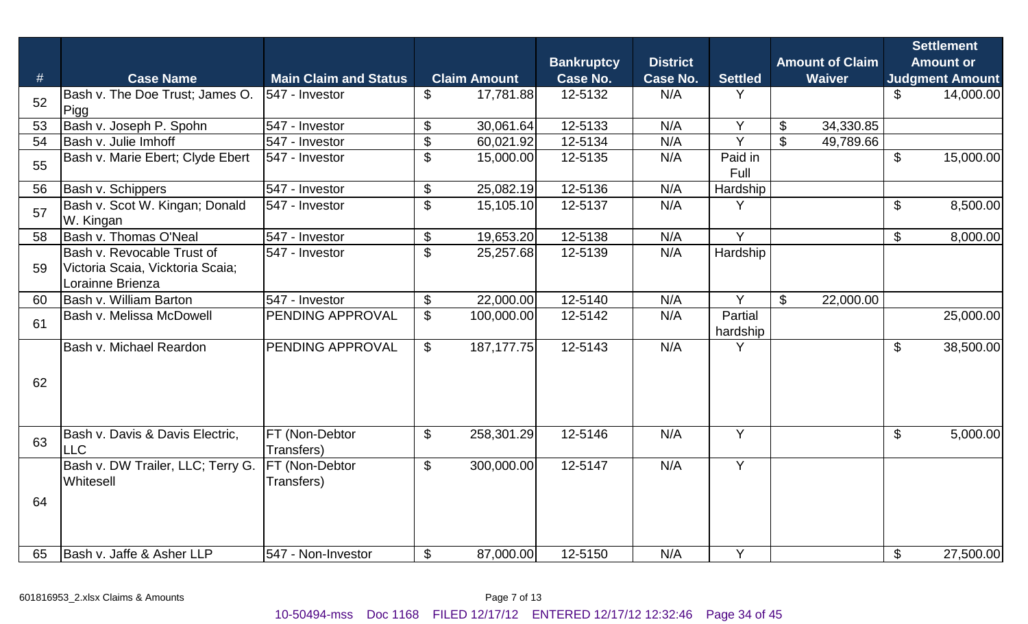| # | Case Name | Main Claim and Status | Claim Amount | Bankruptcy Case No. | District Case No. | Settled | Amount of Claim Waiver | Settlement Amount or Judgment Amount |
|---|---|---|---|---|---|---|---|---|
| 52 | Bash v. The Doe Trust; James O. Pigg | 547 - Investor | $ 17,781.88 | 12-5132 | N/A | Y | | $ 14,000.00 |
| 53 | Bash v. Joseph P. Spohn | 547 - Investor | $ 30,061.64 | 12-5133 | N/A | Y | $ 34,330.85 | |
| 54 | Bash v. Julie Imhoff | 547 - Investor | $ 60,021.92 | 12-5134 | N/A | Y | $ 49,789.66 | |
| 55 | Bash v. Marie Ebert; Clyde Ebert | 547 - Investor | $ 15,000.00 | 12-5135 | N/A | Paid in Full | | $ 15,000.00 |
| 56 | Bash v. Schippers | 547 - Investor | $ 25,082.19 | 12-5136 | N/A | Hardship | | |
| 57 | Bash v. Scot W. Kingan; Donald W. Kingan | 547 - Investor | $ 15,105.10 | 12-5137 | N/A | Y | | $ 8,500.00 |
| 58 | Bash v. Thomas O'Neal | 547 - Investor | $ 19,653.20 | 12-5138 | N/A | Y | | $ 8,000.00 |
| 59 | Bash v. Revocable Trust of Victoria Scaia, Vicktoria Scaia; Lorainne Brienza | 547 - Investor | $ 25,257.68 | 12-5139 | N/A | Hardship | | |
| 60 | Bash v. William Barton | 547 - Investor | $ 22,000.00 | 12-5140 | N/A | Y | $ 22,000.00 | |
| 61 | Bash v. Melissa McDowell | PENDING APPROVAL | $ 100,000.00 | 12-5142 | N/A | Partial hardship | | 25,000.00 |
| 62 | Bash v. Michael Reardon | PENDING APPROVAL | $ 187,177.75 | 12-5143 | N/A | Y | | $ 38,500.00 |
| 63 | Bash v. Davis & Davis Electric, LLC | FT (Non-Debtor Transfers) | $ 258,301.29 | 12-5146 | N/A | Y | | $ 5,000.00 |
| 64 | Bash v. DW Trailer, LLC; Terry G. Whitesell | FT (Non-Debtor Transfers) | $ 300,000.00 | 12-5147 | N/A | Y | | |
| 65 | Bash v. Jaffe & Asher LLP | 547 - Non-Investor | $ 87,000.00 | 12-5150 | N/A | Y | | $ 27,500.00 |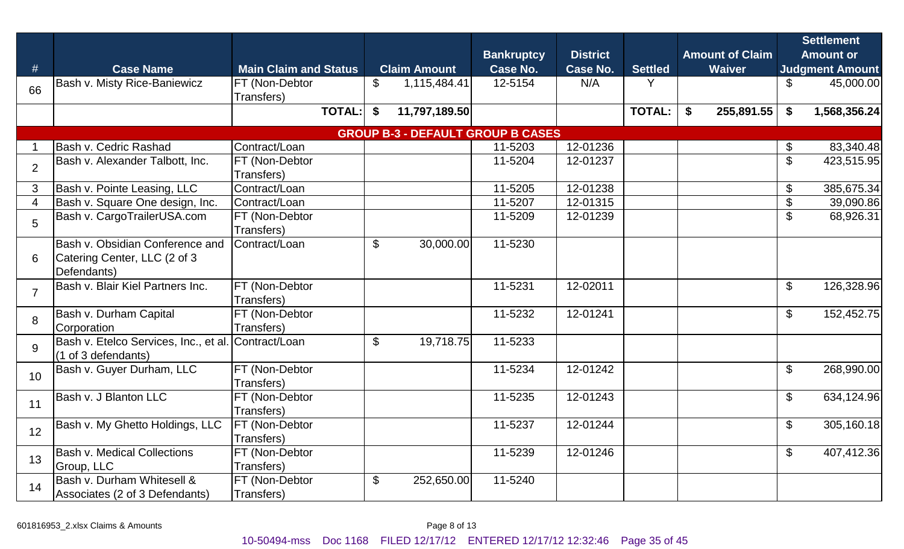| # | Case Name | Main Claim and Status | Claim Amount | Bankruptcy Case No. | District Case No. | Settled | Amount of Claim Waiver | Settlement Amount or Judgment Amount |
|---|---|---|---|---|---|---|---|---|
| 66 | Bash v. Misty Rice-Baniewicz | FT (Non-Debtor Transfers) | $ 1,115,484.41 | 12-5154 | N/A | Y | | $ 45,000.00 |
| | | **TOTAL:** | **$ 11,797,189.50** | | | **TOTAL:** | **$ 255,891.55** | **$ 1,568,356.24** |
| | | | | **GROUP B-3 - DEFAULT GROUP B CASES** | | | | |
| 1 | Bash v. Cedric Rashad | Contract/Loan | | 11-5203 | 12-01236 | | | $ 83,340.48 |
| 2 | Bash v. Alexander Talbott, Inc. | FT (Non-Debtor Transfers) | | 11-5204 | 12-01237 | | | $ 423,515.95 |
| 3 | Bash v. Pointe Leasing, LLC | Contract/Loan | | 11-5205 | 12-01238 | | | $ 385,675.34 |
| 4 | Bash v. Square One design, Inc. | Contract/Loan | | 11-5207 | 12-01315 | | | $ 39,090.86 |
| 5 | Bash v. CargoTrailerUSA.com | FT (Non-Debtor Transfers) | | 11-5209 | 12-01239 | | | $ 68,926.31 |
| 6 | Bash v. Obsidian Conference and Catering Center, LLC (2 of 3 Defendants) | Contract/Loan | $ 30,000.00 | 11-5230 | | | | |
| 7 | Bash v. Blair Kiel Partners Inc. | FT (Non-Debtor Transfers) | | 11-5231 | 12-02011 | | | $ 126,328.96 |
| 8 | Bash v. Durham Capital Corporation | FT (Non-Debtor Transfers) | | 11-5232 | 12-01241 | | | $ 152,452.75 |
| 9 | Bash v. Etelco Services, Inc., et al. (1 of 3 defendants) | Contract/Loan | $ 19,718.75 | 11-5233 | | | | |
| 10 | Bash v. Guyer Durham, LLC | FT (Non-Debtor Transfers) | | 11-5234 | 12-01242 | | | $ 268,990.00 |
| 11 | Bash v. J Blanton LLC | FT (Non-Debtor Transfers) | | 11-5235 | 12-01243 | | | $ 634,124.96 |
| 12 | Bash v. My Ghetto Holdings, LLC | FT (Non-Debtor Transfers) | | 11-5237 | 12-01244 | | | $ 305,160.18 |
| 13 | Bash v. Medical Collections Group, LLC | FT (Non-Debtor Transfers) | | 11-5239 | 12-01246 | | | $ 407,412.36 |
| 14 | Bash v. Durham Whitesell & Associates (2 of 3 Defendants) | FT (Non-Debtor Transfers) | $ 252,650.00 | 11-5240 | | | | |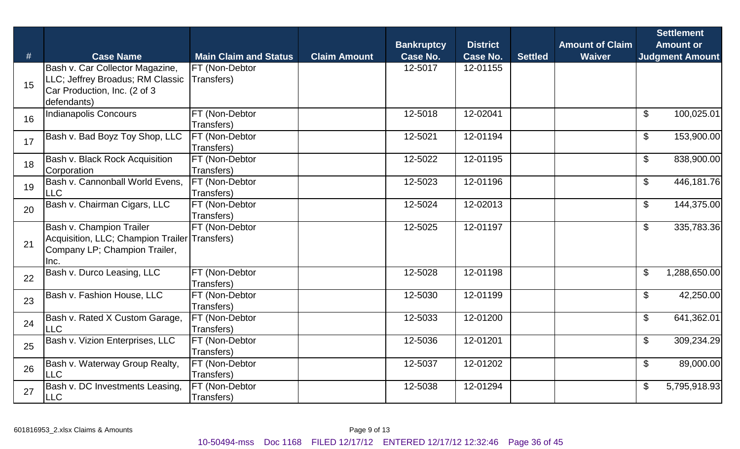| # | Case Name | Main Claim and Status | Claim Amount | Bankruptcy Case No. | District Case No. | Settled | Amount of Claim Waiver | Settlement Amount or Judgment Amount |
|---|---|---|---|---|---|---|---|---|
| 15 | Bash v. Car Collector Magazine, LLC; Jeffrey Broadus; RM Classic Car Production, Inc. (2 of 3 defendants) | FT (Non-Debtor Transfers) | | 12-5017 | 12-01155 | | | |
| 16 | Indianapolis Concours | FT (Non-Debtor Transfers) | | 12-5018 | 12-02041 | | | $ 100,025.01 |
| 17 | Bash v. Bad Boyz Toy Shop, LLC | FT (Non-Debtor Transfers) | | 12-5021 | 12-01194 | | | $ 153,900.00 |
| 18 | Bash v. Black Rock Acquisition Corporation | FT (Non-Debtor Transfers) | | 12-5022 | 12-01195 | | | $ 838,900.00 |
| 19 | Bash v. Cannonball World Evens, LLC | FT (Non-Debtor Transfers) | | 12-5023 | 12-01196 | | | $ 446,181.76 |
| 20 | Bash v. Chairman Cigars, LLC | FT (Non-Debtor Transfers) | | 12-5024 | 12-02013 | | | $ 144,375.00 |
| 21 | Bash v. Champion Trailer Acquisition, LLC; Champion Trailer Company LP; Champion Trailer, Inc. | FT (Non-Debtor Transfers) | | 12-5025 | 12-01197 | | | $ 335,783.36 |
| 22 | Bash v. Durco Leasing, LLC | FT (Non-Debtor Transfers) | | 12-5028 | 12-01198 | | | $ 1,288,650.00 |
| 23 | Bash v. Fashion House, LLC | FT (Non-Debtor Transfers) | | 12-5030 | 12-01199 | | | $ 42,250.00 |
| 24 | Bash v. Rated X Custom Garage, LLC | FT (Non-Debtor Transfers) | | 12-5033 | 12-01200 | | | $ 641,362.01 |
| 25 | Bash v. Vizion Enterprises, LLC | FT (Non-Debtor Transfers) | | 12-5036 | 12-01201 | | | $ 309,234.29 |
| 26 | Bash v. Waterway Group Realty, LLC | FT (Non-Debtor Transfers) | | 12-5037 | 12-01202 | | | $ 89,000.00 |
| 27 | Bash v. DC Investments Leasing, LLC | FT (Non-Debtor Transfers) | | 12-5038 | 12-01294 | | | $ 5,795,918.93 |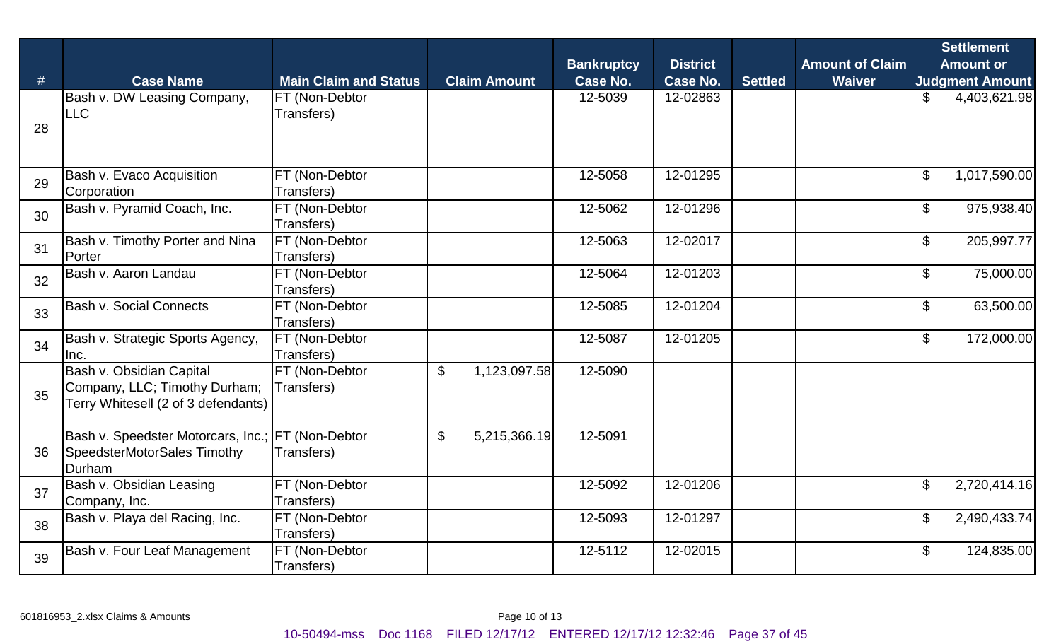| # | Case Name | Main Claim and Status | Claim Amount | Bankruptcy Case No. | District Case No. | Settled | Amount of Claim Waiver | Settlement Amount or Judgment Amount |
|---|---|---|---|---|---|---|---|---|
| 28 | Bash v. DW Leasing Company, LLC | FT (Non-Debtor Transfers) | | 12-5039 | 12-02863 | | | $ 4,403,621.98 |
| 29 | Bash v. Evaco Acquisition Corporation | FT (Non-Debtor Transfers) | | 12-5058 | 12-01295 | | | $ 1,017,590.00 |
| 30 | Bash v. Pyramid Coach, Inc. | FT (Non-Debtor Transfers) | | 12-5062 | 12-01296 | | | $ 975,938.40 |
| 31 | Bash v. Timothy Porter and Nina Porter | FT (Non-Debtor Transfers) | | 12-5063 | 12-02017 | | | $ 205,997.77 |
| 32 | Bash v. Aaron Landau | FT (Non-Debtor Transfers) | | 12-5064 | 12-01203 | | | $ 75,000.00 |
| 33 | Bash v. Social Connects | FT (Non-Debtor Transfers) | | 12-5085 | 12-01204 | | | $ 63,500.00 |
| 34 | Bash v. Strategic Sports Agency, Inc. | FT (Non-Debtor Transfers) | | 12-5087 | 12-01205 | | | $ 172,000.00 |
| 35 | Bash v. Obsidian Capital Company, LLC; Timothy Durham; Terry Whitesell (2 of 3 defendants) | FT (Non-Debtor Transfers) | $ 1,123,097.58 | 12-5090 | | | | |
| 36 | Bash v. Speedster Motorcars, Inc.; SpeedsterMotorSales Timothy Durham | FT (Non-Debtor Transfers) | $ 5,215,366.19 | 12-5091 | | | | |
| 37 | Bash v. Obsidian Leasing Company, Inc. | FT (Non-Debtor Transfers) | | 12-5092 | 12-01206 | | | $ 2,720,414.16 |
| 38 | Bash v. Playa del Racing, Inc. | FT (Non-Debtor Transfers) | | 12-5093 | 12-01297 | | | $ 2,490,433.74 |
| 39 | Bash v. Four Leaf Management | FT (Non-Debtor Transfers) | | 12-5112 | 12-02015 | | | $ 124,835.00 |

601816953_2.xlsx Claims & Amounts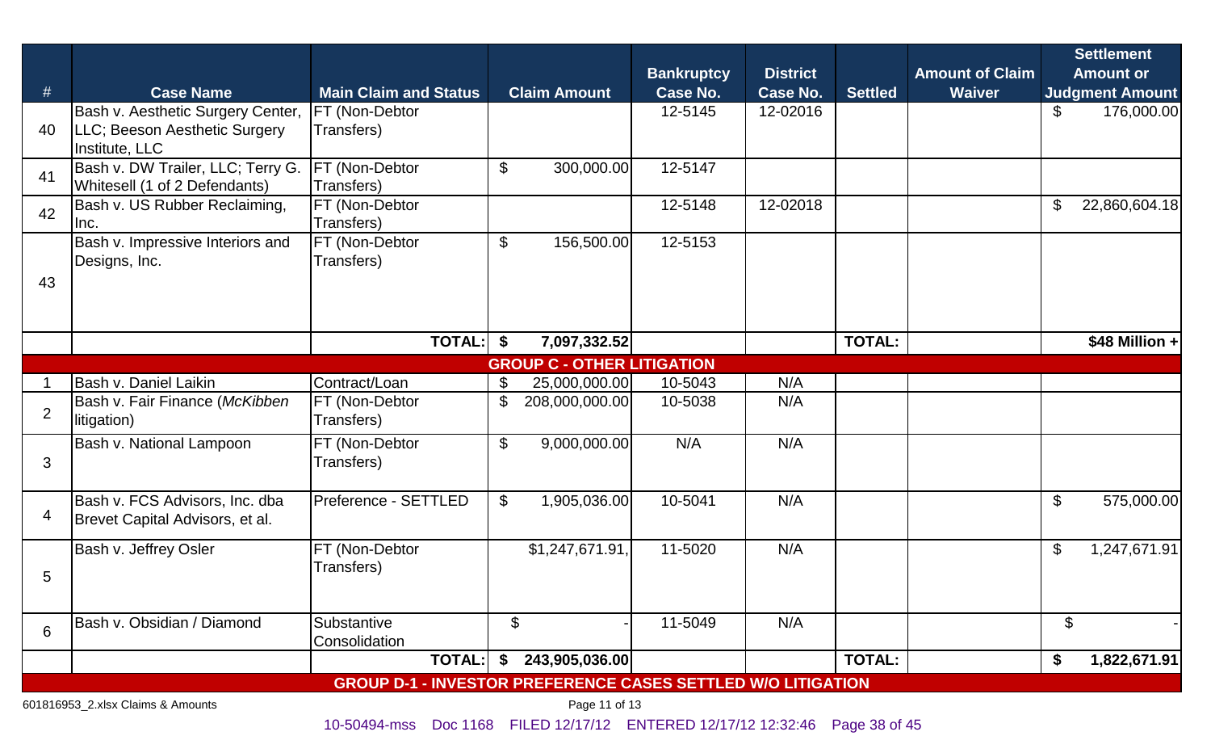| # | Case Name | Main Claim and Status | Claim Amount | Bankruptcy Case No. | District Case No. | Settled | Amount of Claim Waiver | Settlement Amount or Judgment Amount |
|---|---|---|---|---|---|---|---|---|
| 40 | Bash v. Aesthetic Surgery Center, LLC; Beeson Aesthetic Surgery Institute, LLC | FT (Non-Debtor Transfers) | | 12-5145 | 12-02016 | | | $ 176,000.00 |
| 41 | Bash v. DW Trailer, LLC; Terry G. Whitesell (1 of 2 Defendants) | FT (Non-Debtor Transfers) | $ 300,000.00 | 12-5147 | | | | |
| 42 | Bash v. US Rubber Reclaiming, Inc. | FT (Non-Debtor Transfers) | | 12-5148 | 12-02018 | | | $ 22,860,604.18 |
| 43 | Bash v. Impressive Interiors and Designs, Inc. | FT (Non-Debtor Transfers) | $ 156,500.00 | 12-5153 | | | | |
| | | **TOTAL:** | **$ 7,097,332.52** | | | **TOTAL:** | | **$48 Million +** |
| | | | **GROUP C - OTHER LITIGATION** | | | | | |
| 1 | Bash v. Daniel Laikin | Contract/Loan | $ 25,000,000.00 | 10-5043 | N/A | | | |
| 2 | Bash v. Fair Finance (*McKibben* litigation) | FT (Non-Debtor Transfers) | $ 208,000,000.00 | 10-5038 | N/A | | | |
| 3 | Bash v. National Lampoon | FT (Non-Debtor Transfers) | $ 9,000,000.00 | N/A | N/A | | | |
| 4 | Bash v. FCS Advisors, Inc. dba Brevet Capital Advisors, et al. | Preference - SETTLED | $ 1,905,036.00 | 10-5041 | N/A | | | $ 575,000.00 |
| 5 | Bash v. Jeffrey Osler | FT (Non-Debtor Transfers) | $1,247,671.91, | 11-5020 | N/A | | | $ 1,247,671.91 |
| 6 | Bash v. Obsidian / Diamond | Substantive Consolidation | $ - | 11-5049 | N/A | | | $ - |
| | | **TOTAL:** | **$ 243,905,036.00** | | | **TOTAL:** | | **$ 1,822,671.91** |
| | | | **GROUP D-1 - INVESTOR PREFERENCE CASES SETTLED W/O LITIGATION** | | | | | |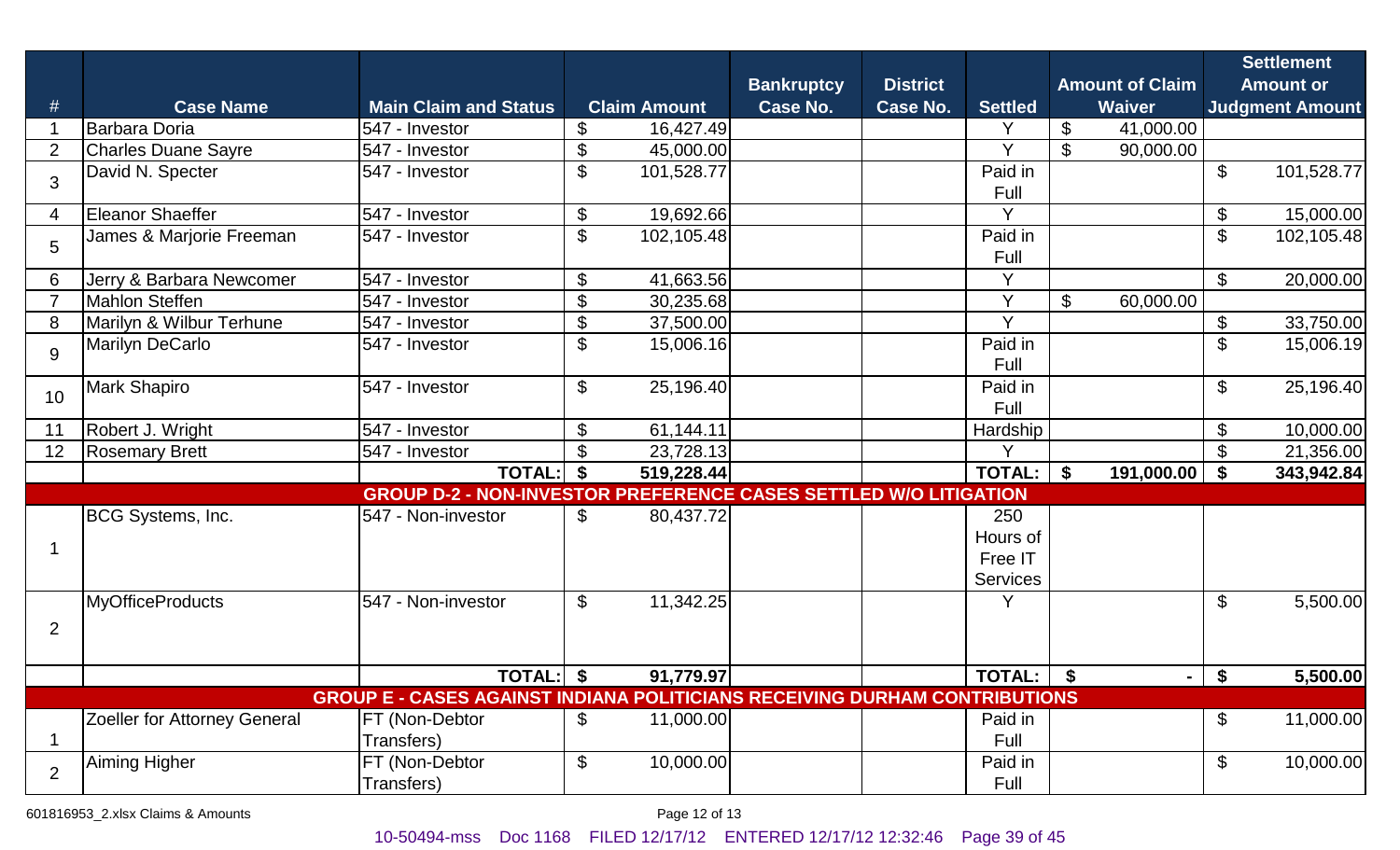| # | Case Name | Main Claim and Status | Claim Amount | Bankruptcy Case No. | District Case No. | Settled | Amount of Claim Waiver | Settlement Amount or Judgment Amount |
|---|---|---|---|---|---|---|---|---|
| 1 | Barbara Doria | 547 - Investor | $ 16,427.49 | | | Y | $ 41,000.00 | |
| 2 | Charles Duane Sayre | 547 - Investor | $ 45,000.00 | | | Y | $ 90,000.00 | |
| 3 | David N. Specter | 547 - Investor | $ 101,528.77 | | | Paid in Full | | $ 101,528.77 |
| 4 | Eleanor Shaeffer | 547 - Investor | $ 19,692.66 | | | Y | | $ 15,000.00 |
| 5 | James & Marjorie Freeman | 547 - Investor | $ 102,105.48 | | | Paid in Full | | $ 102,105.48 |
| 6 | Jerry & Barbara Newcomer | 547 - Investor | $ 41,663.56 | | | Y | | $ 20,000.00 |
| 7 | Mahlon Steffen | 547 - Investor | $ 30,235.68 | | | Y | $ 60,000.00 | |
| 8 | Marilyn & Wilbur Terhune | 547 - Investor | $ 37,500.00 | | | Y | | $ 33,750.00 |
| 9 | Marilyn DeCarlo | 547 - Investor | $ 15,006.16 | | | Paid in Full | | $ 15,006.19 |
| 10 | Mark Shapiro | 547 - Investor | $ 25,196.40 | | | Paid in Full | | $ 25,196.40 |
| 11 | Robert J. Wright | 547 - Investor | $ 61,144.11 | | | Hardship | | $ 10,000.00 |
| 12 | Rosemary Brett | 547 - Investor | $ 23,728.13 | | | Y | | $ 21,356.00 |
| | | **TOTAL:** | **$ 519,228.44** | | | **TOTAL:** | **$ 191,000.00** | **$ 343,942.84** |
| | | **GROUP D-2 - NON-INVESTOR PREFERENCE CASES SETTLED W/O LITIGATION** | | | | | | |
| 1 | BCG Systems, Inc. | 547 - Non-investor | $ 80,437.72 | | | 250 Hours of Free IT Services | | |
| 2 | MyOfficeProducts | 547 - Non-investor | $ 11,342.25 | | | Y | | $ 5,500.00 |
| | | **TOTAL:** | **$ 91,779.97** | | | **TOTAL:** | **$ -** | **$ 5,500.00** |
| | | **GROUP E - CASES AGAINST INDIANA POLITICIANS RECEIVING DURHAM CONTRIBUTIONS** | | | | | | |
| 1 | Zoeller for Attorney General | FT (Non-Debtor Transfers) | $ 11,000.00 | | | Paid in Full | | $ 11,000.00 |
| 2 | Aiming Higher | FT (Non-Debtor Transfers) | $ 10,000.00 | | | Paid in Full | | $ 10,000.00 |

601816953_2.xlsx Claims & Amounts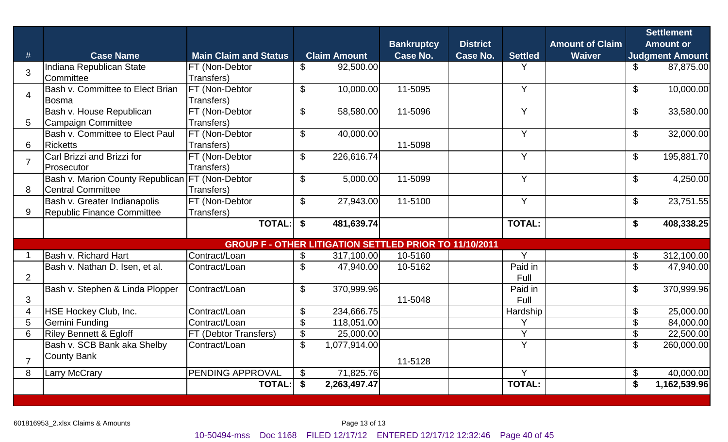| # | Case Name | Main Claim and Status | Claim Amount | Bankruptcy Case No. | District Case No. | Settled | Amount of Claim Waiver | Settlement Amount or Judgment Amount |
|---|---|---|---|---|---|---|---|---|
| 3 | Indiana Republican State Committee | FT (Non-Debtor Transfers) | $ 92,500.00 | | | Y | | $ 87,875.00 |
| 4 | Bash v. Committee to Elect Brian Bosma | FT (Non-Debtor Transfers) | $ 10,000.00 | 11-5095 | | Y | | $ 10,000.00 |
| 5 | Bash v. House Republican Campaign Committee | FT (Non-Debtor Transfers) | $ 58,580.00 | 11-5096 | | Y | | $ 33,580.00 |
| 6 | Bash v. Committee to Elect Paul Ricketts | FT (Non-Debtor Transfers) | $ 40,000.00 | 11-5098 | | Y | | $ 32,000.00 |
| 7 | Carl Brizzi and Brizzi for Prosecutor | FT (Non-Debtor Transfers) | $ 226,616.74 | | | Y | | $ 195,881.70 |
| 8 | Bash v. Marion County Republican Central Committee | FT (Non-Debtor Transfers) | $ 5,000.00 | 11-5099 | | Y | | $ 4,250.00 |
| 9 | Bash v. Greater Indianapolis Republic Finance Committee | FT (Non-Debtor Transfers) | $ 27,943.00 | 11-5100 | | Y | | $ 23,751.55 |
| | | **TOTAL:** | **$ 481,639.74** | | | **TOTAL:** | | **$ 408,338.25** |
| | | **GROUP F - OTHER LITIGATION SETTLED PRIOR TO 11/10/2011** | | | | | | |
| 1 | Bash v. Richard Hart | Contract/Loan | $ 317,100.00 | 10-5160 | | Y | | $ 312,100.00 |
| 2 | Bash v. Nathan D. Isen, et al. | Contract/Loan | $ 47,940.00 | 10-5162 | | Paid in Full | | $ 47,940.00 |
| 3 | Bash v. Stephen & Linda Plopper | Contract/Loan | $ 370,999.96 | 11-5048 | | Paid in Full | | $ 370,999.96 |
| 4 | HSE Hockey Club, Inc. | Contract/Loan | $ 234,666.75 | | | Hardship | | $ 25,000.00 |
| 5 | Gemini Funding | Contract/Loan | $ 118,051.00 | | | Y | | $ 84,000.00 |
| 6 | Riley Bennett & Egloff | FT (Debtor Transfers) | $ 25,000.00 | | | Y | | $ 22,500.00 |
| 7 | Bash v. SCB Bank aka Shelby County Bank | Contract/Loan | $ 1,077,914.00 | 11-5128 | | Y | | $ 260,000.00 |
| 8 | Larry McCrary | PENDING APPROVAL | $ 71,825.76 | | | Y | | $ 40,000.00 |
| | | **TOTAL:** | **$ 2,263,497.47** | | | **TOTAL:** | | **$ 1,162,539.96** |

601816953_2.xlsx Claims & Amounts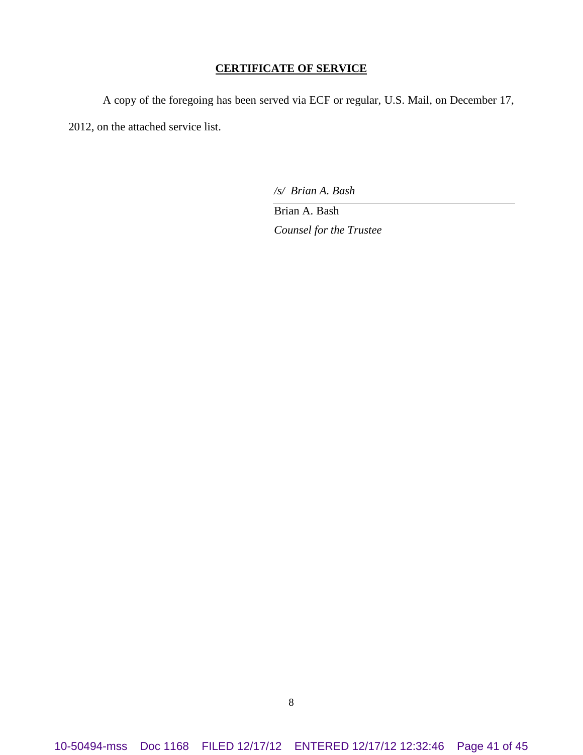## CERTIFICATE OF SERVICE

A copy of the foregoing has been served via ECF or regular, U.S. Mail, on December 17, 2012, on the attached service list.

*/s/ Brian A. Bash*

Brian A. Bash

*Counsel for the Trustee*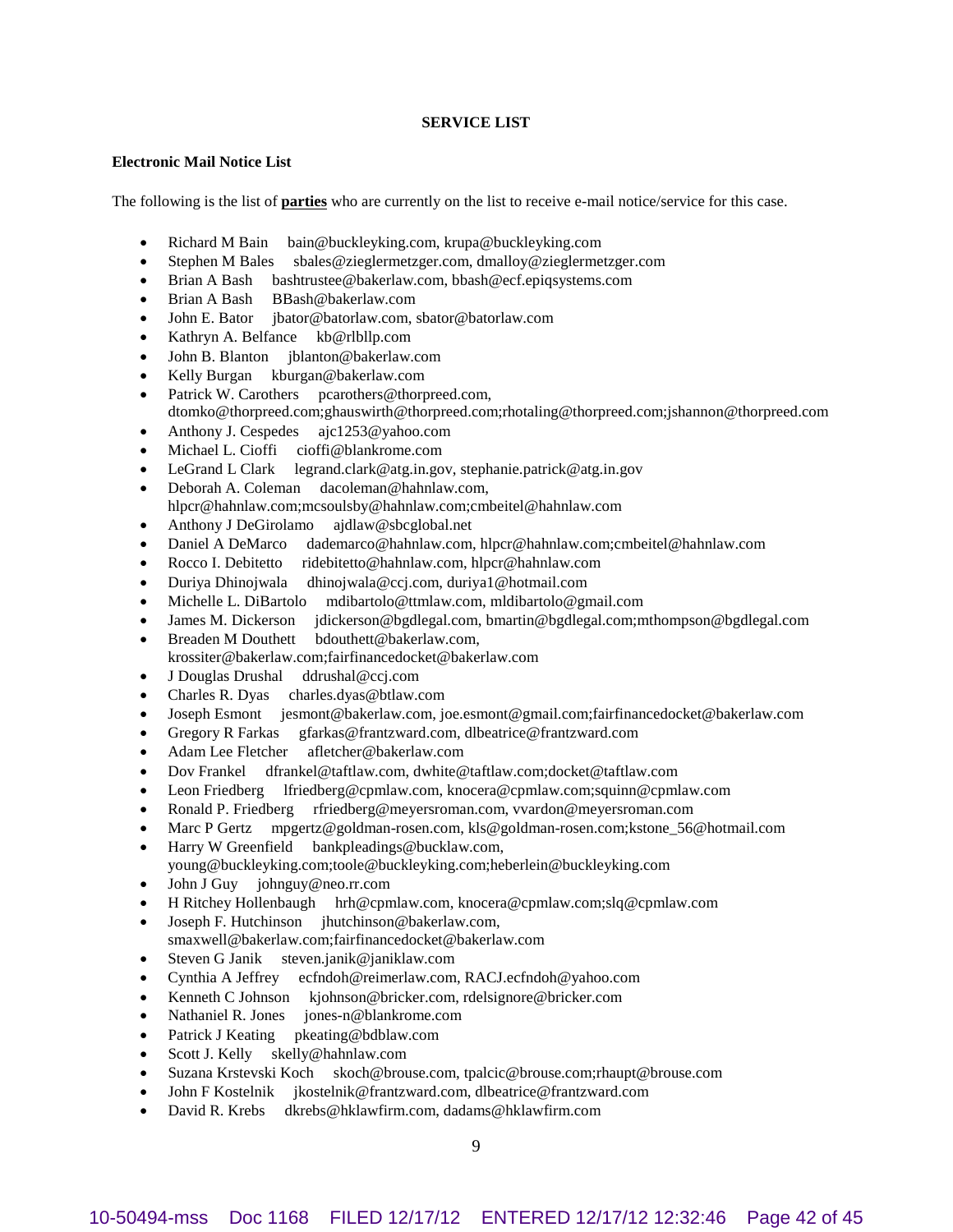**SERVICE LIST**

**Electronic Mail Notice List**

The following is the list of **parties** who are currently on the list to receive e-mail notice/service for this case.

- Richard M Bain bain@buckleyking.com, krupa@buckleyking.com
- Stephen M Bales sbales@zieglermetzger.com, dmalloy@zieglermetzger.com
- Brian A Bash bashtrustee@bakerlaw.com, bbash@ecf.epiqsystems.com
- Brian A Bash BBash@bakerlaw.com
- John E. Bator jbator@batorlaw.com, sbator@batorlaw.com
- Kathryn A. Belfance kb@rlbllp.com
- John B. Blanton jblanton@bakerlaw.com
- Kelly Burgan kburgan@bakerlaw.com
- Patrick W. Carothers pcarothers@thorpreed.com, dtomko@thorpreed.com;ghauswirth@thorpreed.com;rhotaling@thorpreed.com;jshannon@thorpreed.com
- Anthony J. Cespedes ajc1253@yahoo.com
- Michael L. Cioffi cioffi@blankrome.com
- LeGrand L Clark legrand.clark@atg.in.gov, stephanie.patrick@atg.in.gov
- Deborah A. Coleman dacoleman@hahnlaw.com, hlpcr@hahnlaw.com;mcsoulsby@hahnlaw.com;cmbeitel@hahnlaw.com
- Anthony J DeGirolamo ajdlaw@sbcglobal.net
- Daniel A DeMarco dademarco@hahnlaw.com, hlpcr@hahnlaw.com;cmbeitel@hahnlaw.com
- Rocco I. Debitetto ridebitetto@hahnlaw.com, hlpcr@hahnlaw.com
- Duriya Dhinojwala dhinojwala@ccj.com, duriya1@hotmail.com
- Michelle L. DiBartolo mdibartolo@ttmlaw.com, mldibartolo@gmail.com
- James M. Dickerson jdickerson@bgdlegal.com, bmartin@bgdlegal.com;mthompson@bgdlegal.com
- Breaden M Douthett bdouthett@bakerlaw.com, krossiter@bakerlaw.com;fairfinancedocket@bakerlaw.com
- J Douglas Drushal ddrushal@ccj.com
- Charles R. Dyas charles.dyas@btlaw.com
- Joseph Esmont jesmont@bakerlaw.com, joe.esmont@gmail.com;fairfinancedocket@bakerlaw.com
- Gregory R Farkas gfarkas@frantzward.com, dlbeatrice@frantzward.com
- Adam Lee Fletcher afletcher@bakerlaw.com
- Dov Frankel dfrankel@taftlaw.com, dwhite@taftlaw.com;docket@taftlaw.com
- Leon Friedberg lfriedberg@cpmlaw.com, knocera@cpmlaw.com;squinn@cpmlaw.com
- Ronald P. Friedberg rfriedberg@meyersroman.com, vvardon@meyersroman.com
- Marc P Gertz mpgertz@goldman-rosen.com, kls@goldman-rosen.com;kstone_56@hotmail.com
- Harry W Greenfield bankpleadings@bucklaw.com, young@buckleyking.com;toole@buckleyking.com;heberlein@buckleyking.com
- John J Guy johnguy@neo.rr.com
- H Ritchey Hollenbaugh hrh@cpmlaw.com, knocera@cpmlaw.com;slq@cpmlaw.com
- Joseph F. Hutchinson jhutchinson@bakerlaw.com, smaxwell@bakerlaw.com;fairfinancedocket@bakerlaw.com
- Steven G Janik steven.janik@janiklaw.com
- Cynthia A Jeffrey ecfndoh@reimerlaw.com, RACJ.ecfndoh@yahoo.com
- Kenneth C Johnson kjohnson@bricker.com, rdelsignore@bricker.com
- Nathaniel R. Jones jones-n@blankrome.com
- Patrick J Keating pkeating@bdblaw.com
- Scott J. Kelly skelly@hahnlaw.com
- Suzana Krstevski Koch skoch@brouse.com, tpalcic@brouse.com;rhaupt@brouse.com
- John F Kostelnik jkostelnik@frantzward.com, dlbeatrice@frantzward.com
- David R. Krebs dkrebs@hklawfirm.com, dadams@hklawfirm.com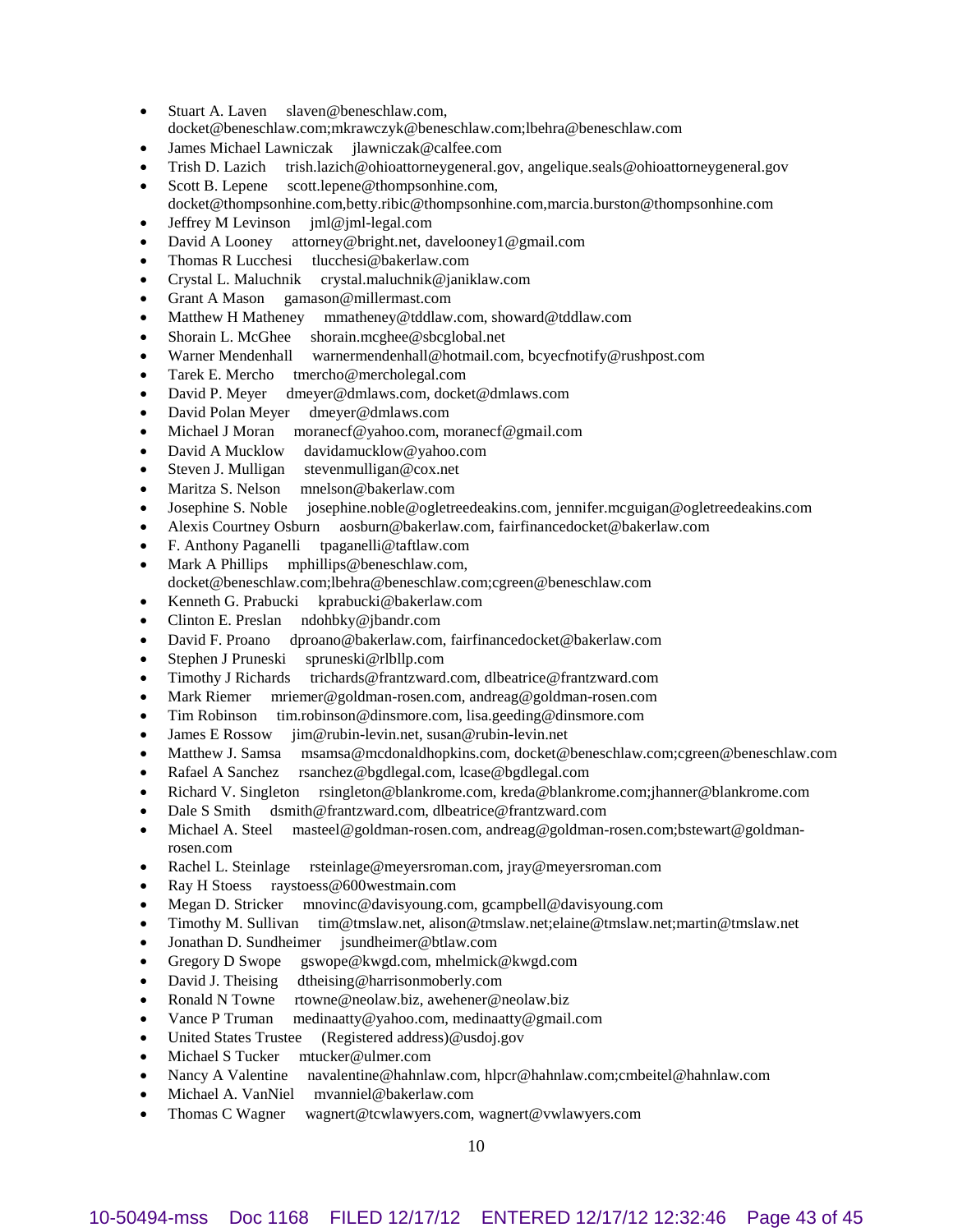- Stuart A. Laven slaven@beneschlaw.com, docket@beneschlaw.com;mkrawczyk@beneschlaw.com;lbehra@beneschlaw.com
- James Michael Lawniczak jlawniczak@calfee.com
- Trish D. Lazich trish.lazich@ohioattorneygeneral.gov, angelique.seals@ohioattorneygeneral.gov
- Scott B. Lepene scott.lepene@thompsonhine.com, docket@thompsonhine.com,betty.ribic@thompsonhine.com,marcia.burston@thompsonhine.com
- Jeffrey M Levinson jml@jml-legal.com
- David A Looney attorney@bright.net, davelooney1@gmail.com
- Thomas R Lucchesi tlucchesi@bakerlaw.com
- Crystal L. Maluchnik crystal.maluchnik@janiklaw.com
- Grant A Mason gamason@millermast.com
- Matthew H Matheney mmatheney@tddlaw.com, showard@tddlaw.com
- Shorain L. McGhee shorain.mcghee@sbcglobal.net
- Warner Mendenhall warnermendenhall@hotmail.com, bcyecfnotify@rushpost.com
- Tarek E. Mercho tmercho@mercholegal.com
- David P. Meyer dmeyer@dmlaws.com, docket@dmlaws.com
- David Polan Meyer dmeyer@dmlaws.com
- Michael J Moran moranecf@yahoo.com, moranecf@gmail.com
- David A Mucklow davidamucklow@yahoo.com
- Steven J. Mulligan stevenmulligan@cox.net
- Maritza S. Nelson mnelson@bakerlaw.com
- Josephine S. Noble josephine.noble@ogletreedeakins.com, jennifer.mcguigan@ogletreedeakins.com
- Alexis Courtney Osburn aosburn@bakerlaw.com, fairfinancedocket@bakerlaw.com
- F. Anthony Paganelli tpaganelli@taftlaw.com
- Mark A Phillips mphillips@beneschlaw.com, docket@beneschlaw.com;lbehra@beneschlaw.com;cgreen@beneschlaw.com
- Kenneth G. Prabucki kprabucki@bakerlaw.com
- Clinton E. Preslan ndohbky@jbandr.com
- David F. Proano dproano@bakerlaw.com, fairfinancedocket@bakerlaw.com
- Stephen J Pruneski spruneski@rlbllp.com
- Timothy J Richards trichards@frantzward.com, dlbeatrice@frantzward.com
- Mark Riemer mriemer@goldman-rosen.com, andreag@goldman-rosen.com
- Tim Robinson tim.robinson@dinsmore.com, lisa.geeding@dinsmore.com
- James E Rossow jim@rubin-levin.net, susan@rubin-levin.net
- Matthew J. Samsa msamsa@mcdonaldhopkins.com, docket@beneschlaw.com;cgreen@beneschlaw.com
- Rafael A Sanchez rsanchez@bgdlegal.com, lcase@bgdlegal.com
- Richard V. Singleton rsingleton@blankrome.com, kreda@blankrome.com;jhanner@blankrome.com
- Dale S Smith dsmith@frantzward.com, dlbeatrice@frantzward.com
- Michael A. Steel masteel@goldman-rosen.com, andreag@goldman-rosen.com;bstewart@goldman-rosen.com
- Rachel L. Steinlage rsteinlage@meyersroman.com, jray@meyersroman.com
- Ray H Stoess raystoess@600westmain.com
- Megan D. Stricker mnovinc@davisyoung.com, gcampbell@davisyoung.com
- Timothy M. Sullivan tim@tmslaw.net, alison@tmslaw.net;elaine@tmslaw.net;martin@tmslaw.net
- Jonathan D. Sundheimer jsundheimer@btlaw.com
- Gregory D Swope gswope@kwgd.com, mhelmick@kwgd.com
- David J. Theising dtheising@harrisonmoberly.com
- Ronald N Towne rtowne@neolaw.biz, awehener@neolaw.biz
- Vance P Truman medinaatty@yahoo.com, medinaatty@gmail.com
- United States Trustee (Registered address)@usdoj.gov
- Michael S Tucker mtucker@ulmer.com
- Nancy A Valentine navalentine@hahnlaw.com, hlpcr@hahnlaw.com;cmbeitel@hahnlaw.com
- Michael A. VanNiel mvanniel@bakerlaw.com
- Thomas C Wagner wagnert@tcwlawyers.com, wagnert@vwlawyers.com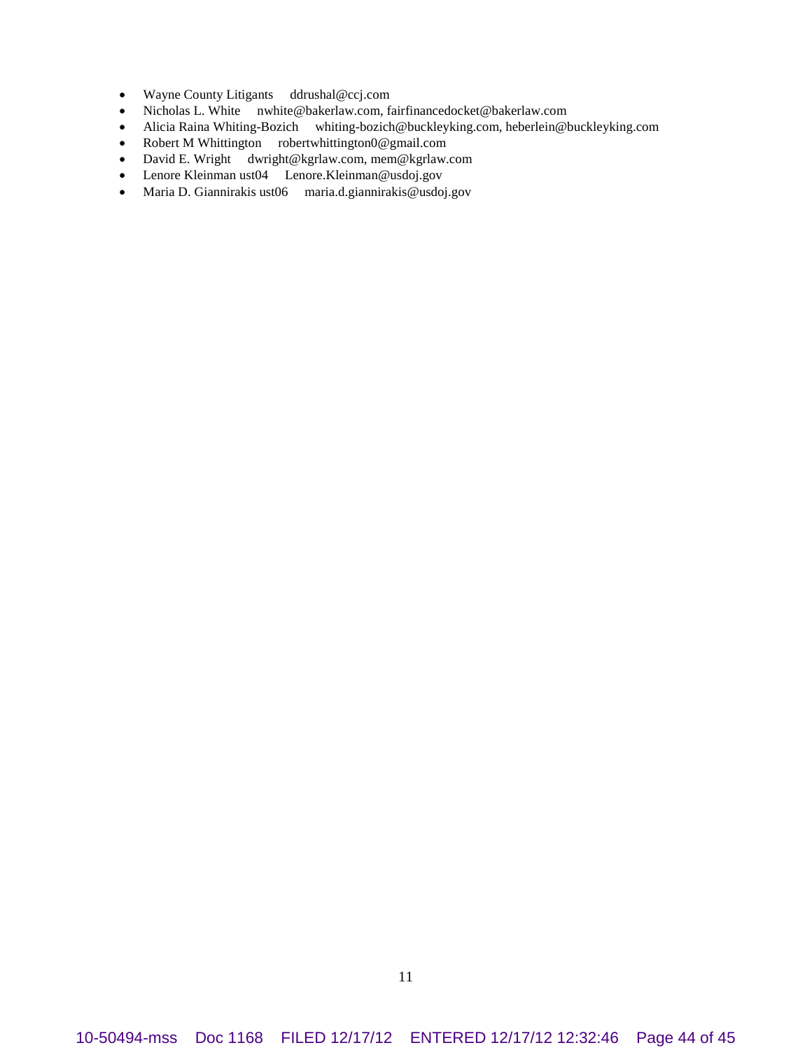- Wayne County Litigants     ddrushal@ccj.com
- Nicholas L. White     nwhite@bakerlaw.com, fairfinancedocket@bakerlaw.com
- Alicia Raina Whiting-Bozich     whiting-bozich@buckleyking.com, heberlein@buckleyking.com
- Robert M Whittington     robertwhittington0@gmail.com
- David E. Wright     dwright@kgrlaw.com, mem@kgrlaw.com
- Lenore Kleinman ust04     Lenore.Kleinman@usdoj.gov
- Maria D. Giannirakis ust06     maria.d.giannirakis@usdoj.gov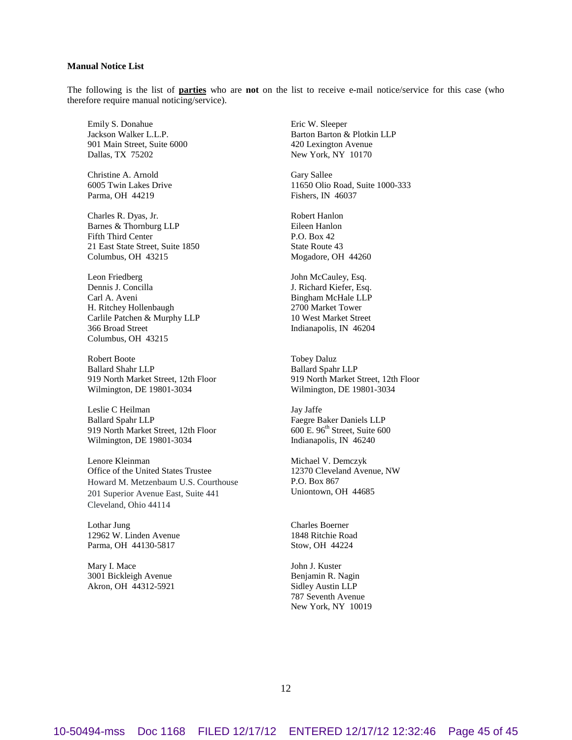**Manual Notice List**

The following is the list of **parties** who are **not** on the list to receive e-mail notice/service for this case (who therefore require manual noticing/service).

Emily S. Donahue
Jackson Walker L.L.P.
901 Main Street, Suite 6000
Dallas, TX 75202

Christine A. Arnold
6005 Twin Lakes Drive
Parma, OH 44219

Charles R. Dyas, Jr.
Barnes & Thornburg LLP
Fifth Third Center
21 East State Street, Suite 1850
Columbus, OH 43215

Leon Friedberg
Dennis J. Concilla
Carl A. Aveni
H. Ritchey Hollenbaugh
Carlile Patchen & Murphy LLP
366 Broad Street
Columbus, OH 43215

Robert Boote
Ballard Shahr LLP
919 North Market Street, 12th Floor
Wilmington, DE 19801-3034

Leslie C Heilman
Ballard Spahr LLP
919 North Market Street, 12th Floor
Wilmington, DE 19801-3034

Lenore Kleinman
Office of the United States Trustee
Howard M. Metzenbaum U.S. Courthouse
201 Superior Avenue East, Suite 441
Cleveland, Ohio 44114

Lothar Jung
12962 W. Linden Avenue
Parma, OH 44130-5817

Mary I. Mace
3001 Bickleigh Avenue
Akron, OH 44312-5921

Eric W. Sleeper
Barton Barton & Plotkin LLP
420 Lexington Avenue
New York, NY 10170

Gary Sallee
11650 Olio Road, Suite 1000-333
Fishers, IN 46037

Robert Hanlon
Eileen Hanlon
P.O. Box 42
State Route 43
Mogadore, OH 44260

John McCauley, Esq.
J. Richard Kiefer, Esq.
Bingham McHale LLP
2700 Market Tower
10 West Market Street
Indianapolis, IN 46204

Tobey Daluz
Ballard Spahr LLP
919 North Market Street, 12th Floor
Wilmington, DE 19801-3034

Jay Jaffe
Faegre Baker Daniels LLP
600 E. 96th Street, Suite 600
Indianapolis, IN 46240

Michael V. Demczyk
12370 Cleveland Avenue, NW
P.O. Box 867
Uniontown, OH 44685

Charles Boerner
1848 Ritchie Road
Stow, OH 44224

John J. Kuster
Benjamin R. Nagin
Sidley Austin LLP
787 Seventh Avenue
New York, NY 10019